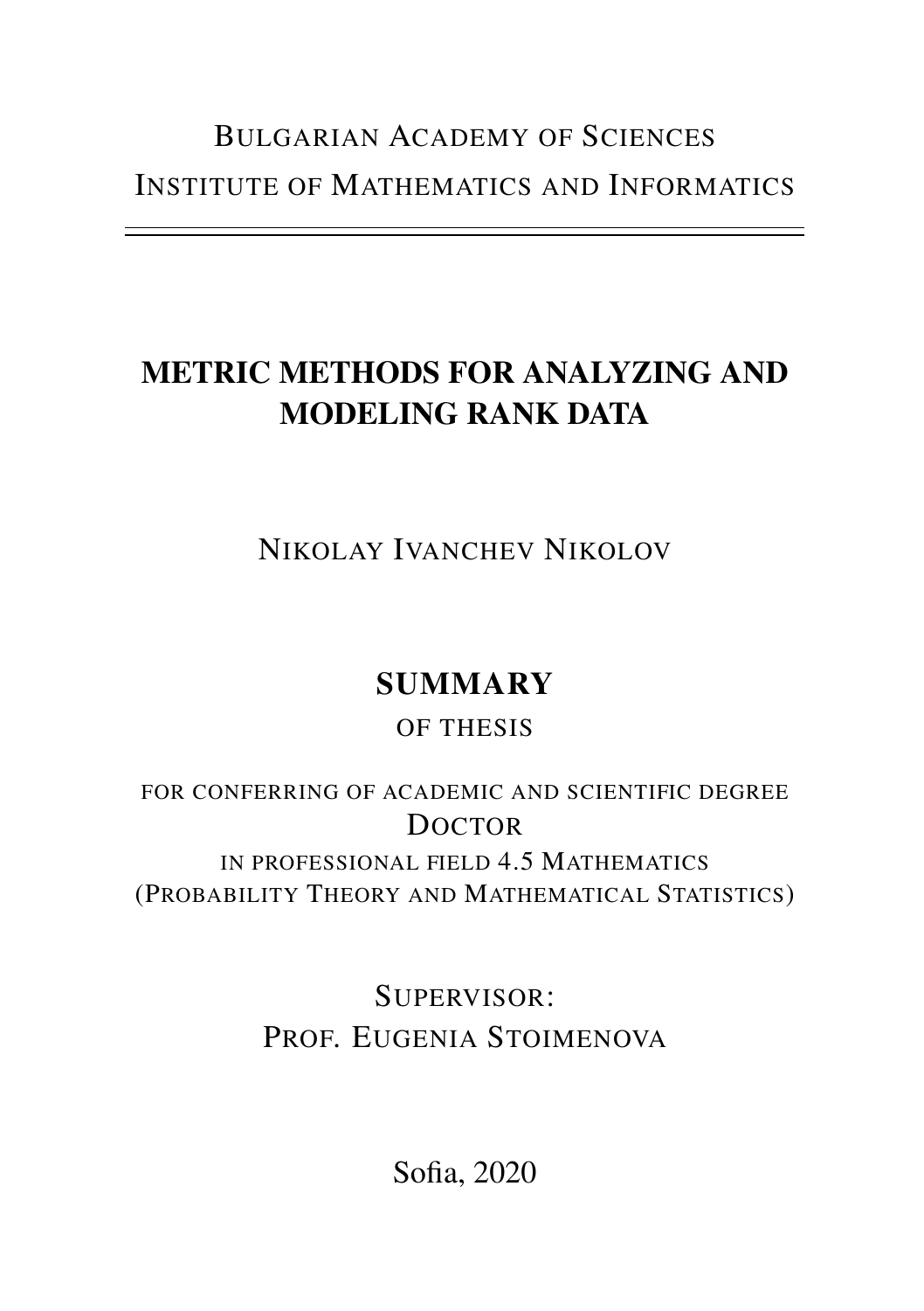Bulgarian Academy of Sciences

Institute of Mathematics and Informatics

---

# METRIC METHODS FOR ANALYZING AND MODELING RANK DATA

Nikolay Ivanchev Nikolov

## SUMMARY

of thesis

for conferring of academic and scientific degree

Doctor

in professional field 4.5 Mathematics

(Probability Theory and Mathematical Statistics)

Supervisor:

Prof. Eugenia Stoimenova

Sofia, 2020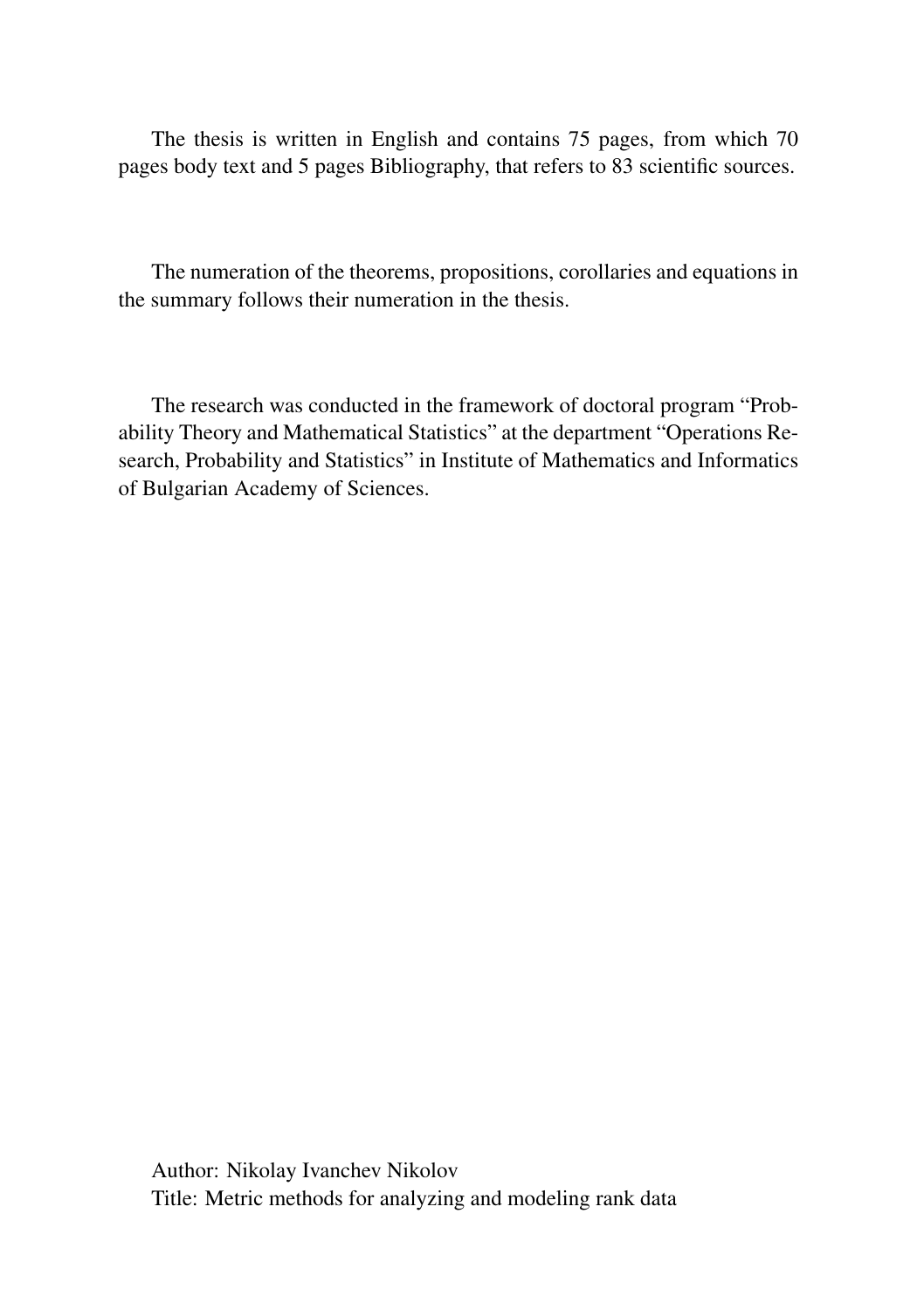The thesis is written in English and contains 75 pages, from which 70 pages body text and 5 pages Bibliography, that refers to 83 scientific sources.

The numeration of the theorems, propositions, corollaries and equations in the summary follows their numeration in the thesis.

The research was conducted in the framework of doctoral program "Probability Theory and Mathematical Statistics" at the department "Operations Research, Probability and Statistics" in Institute of Mathematics and Informatics of Bulgarian Academy of Sciences.

Author: Nikolay Ivanchev Nikolov
Title: Metric methods for analyzing and modeling rank data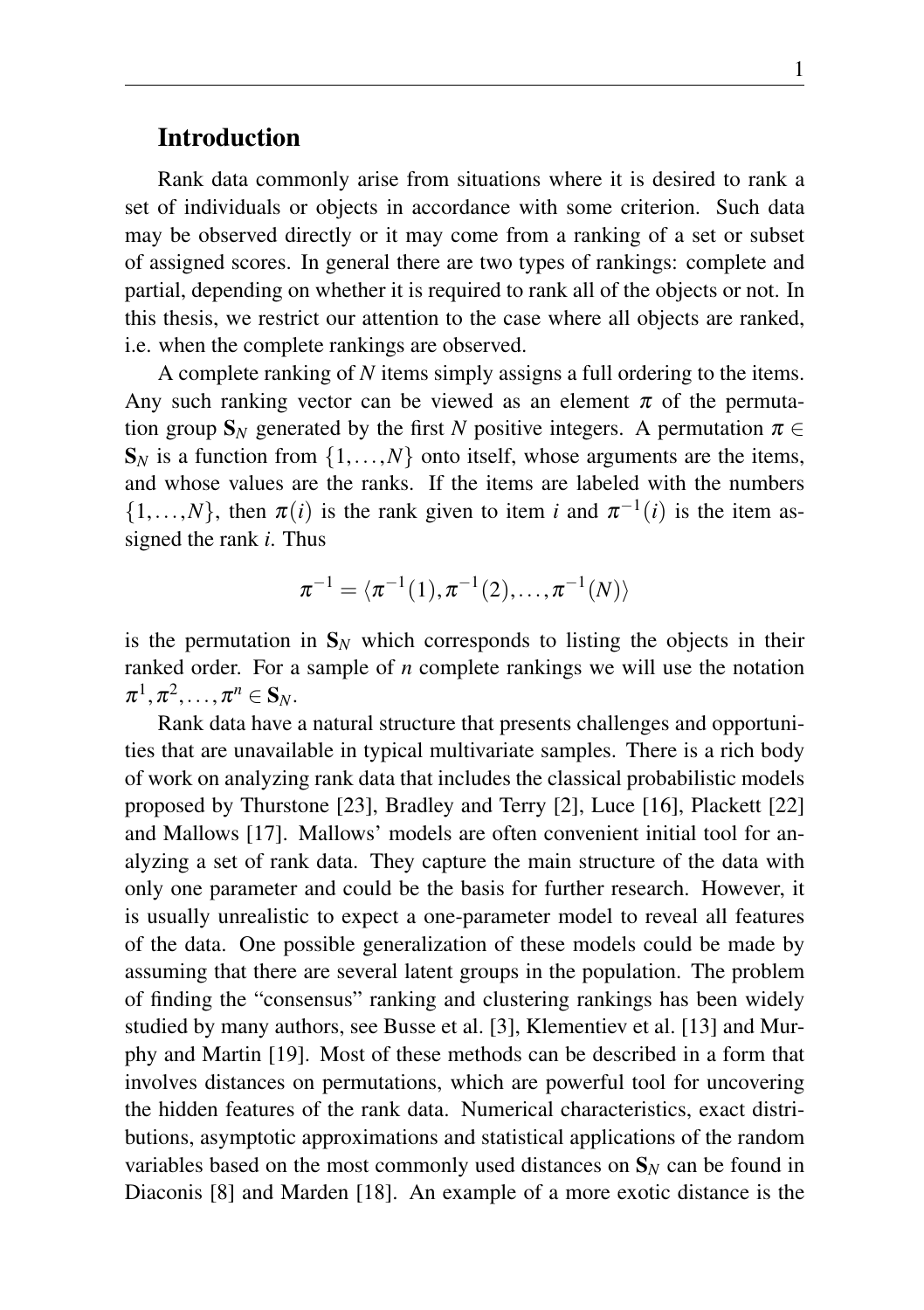## Introduction

Rank data commonly arise from situations where it is desired to rank a set of individuals or objects in accordance with some criterion. Such data may be observed directly or it may come from a ranking of a set or subset of assigned scores. In general there are two types of rankings: complete and partial, depending on whether it is required to rank all of the objects or not. In this thesis, we restrict our attention to the case where all objects are ranked, i.e. when the complete rankings are observed.

A complete ranking of $N$ items simply assigns a full ordering to the items. Any such ranking vector can be viewed as an element $\pi$ of the permutation group $\mathbf{S}_N$ generated by the first $N$ positive integers. A permutation $\pi \in \mathbf{S}_N$ is a function from $\{1, \ldots, N\}$ onto itself, whose arguments are the items, and whose values are the ranks. If the items are labeled with the numbers $\{1, \ldots, N\}$, then $\pi(i)$ is the rank given to item $i$ and $\pi^{-1}(i)$ is the item assigned the rank $i$. Thus

$$\pi^{-1} = \langle \pi^{-1}(1), \pi^{-1}(2), \ldots, \pi^{-1}(N) \rangle$$

is the permutation in $\mathbf{S}_N$ which corresponds to listing the objects in their ranked order. For a sample of $n$ complete rankings we will use the notation $\pi^1, \pi^2, \ldots, \pi^n \in \mathbf{S}_N$.

Rank data have a natural structure that presents challenges and opportunities that are unavailable in typical multivariate samples. There is a rich body of work on analyzing rank data that includes the classical probabilistic models proposed by Thurstone [23], Bradley and Terry [2], Luce [16], Plackett [22] and Mallows [17]. Mallows' models are often convenient initial tool for analyzing a set of rank data. They capture the main structure of the data with only one parameter and could be the basis for further research. However, it is usually unrealistic to expect a one-parameter model to reveal all features of the data. One possible generalization of these models could be made by assuming that there are several latent groups in the population. The problem of finding the "consensus" ranking and clustering rankings has been widely studied by many authors, see Busse et al. [3], Klementiev et al. [13] and Murphy and Martin [19]. Most of these methods can be described in a form that involves distances on permutations, which are powerful tool for uncovering the hidden features of the rank data. Numerical characteristics, exact distributions, asymptotic approximations and statistical applications of the random variables based on the most commonly used distances on $\mathbf{S}_N$ can be found in Diaconis [8] and Marden [18]. An example of a more exotic distance is the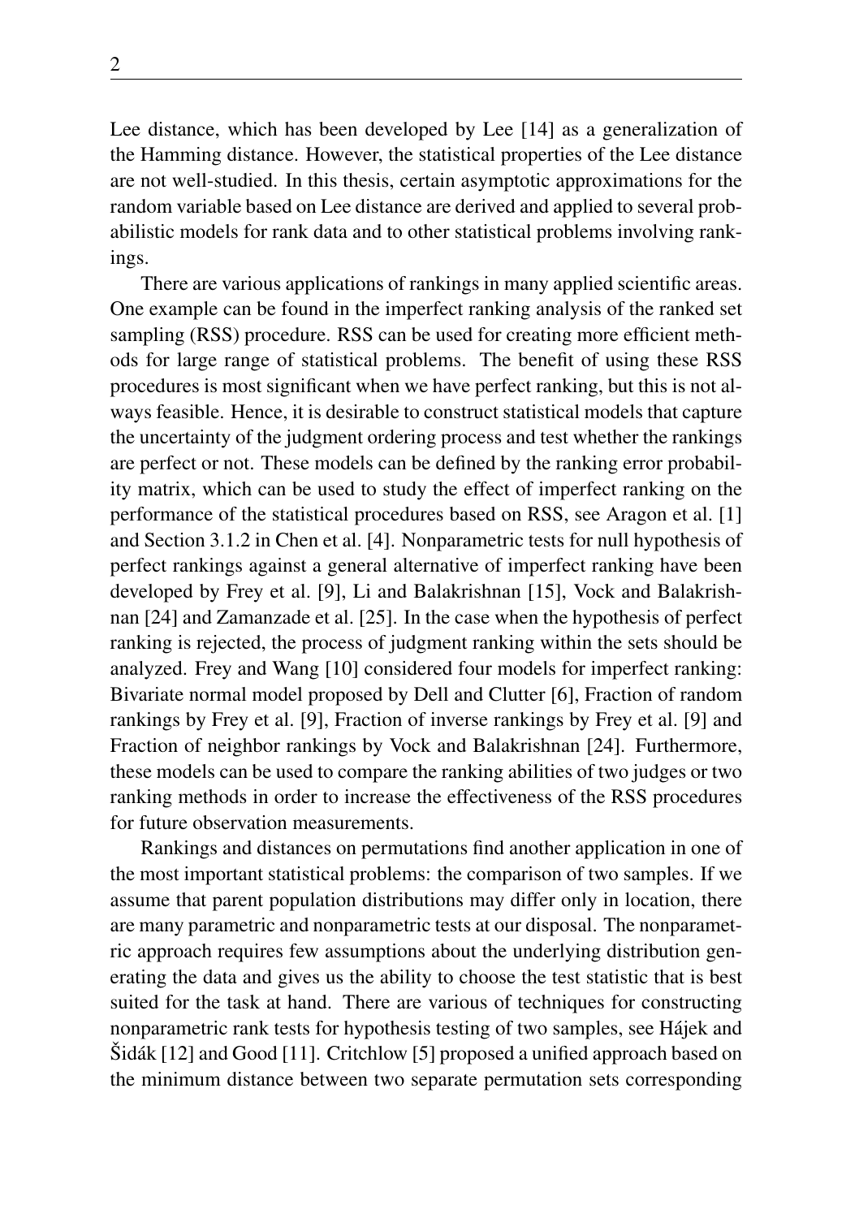Lee distance, which has been developed by Lee [14] as a generalization of the Hamming distance. However, the statistical properties of the Lee distance are not well-studied. In this thesis, certain asymptotic approximations for the random variable based on Lee distance are derived and applied to several probabilistic models for rank data and to other statistical problems involving rankings.

There are various applications of rankings in many applied scientific areas. One example can be found in the imperfect ranking analysis of the ranked set sampling (RSS) procedure. RSS can be used for creating more efficient methods for large range of statistical problems. The benefit of using these RSS procedures is most significant when we have perfect ranking, but this is not always feasible. Hence, it is desirable to construct statistical models that capture the uncertainty of the judgment ordering process and test whether the rankings are perfect or not. These models can be defined by the ranking error probability matrix, which can be used to study the effect of imperfect ranking on the performance of the statistical procedures based on RSS, see Aragon et al. [1] and Section 3.1.2 in Chen et al. [4]. Nonparametric tests for null hypothesis of perfect rankings against a general alternative of imperfect ranking have been developed by Frey et al. [9], Li and Balakrishnan [15], Vock and Balakrishnan [24] and Zamanzade et al. [25]. In the case when the hypothesis of perfect ranking is rejected, the process of judgment ranking within the sets should be analyzed. Frey and Wang [10] considered four models for imperfect ranking: Bivariate normal model proposed by Dell and Clutter [6], Fraction of random rankings by Frey et al. [9], Fraction of inverse rankings by Frey et al. [9] and Fraction of neighbor rankings by Vock and Balakrishnan [24]. Furthermore, these models can be used to compare the ranking abilities of two judges or two ranking methods in order to increase the effectiveness of the RSS procedures for future observation measurements.

Rankings and distances on permutations find another application in one of the most important statistical problems: the comparison of two samples. If we assume that parent population distributions may differ only in location, there are many parametric and nonparametric tests at our disposal. The nonparametric approach requires few assumptions about the underlying distribution generating the data and gives us the ability to choose the test statistic that is best suited for the task at hand. There are various of techniques for constructing nonparametric rank tests for hypothesis testing of two samples, see Hájek and Šidák [12] and Good [11]. Critchlow [5] proposed a unified approach based on the minimum distance between two separate permutation sets corresponding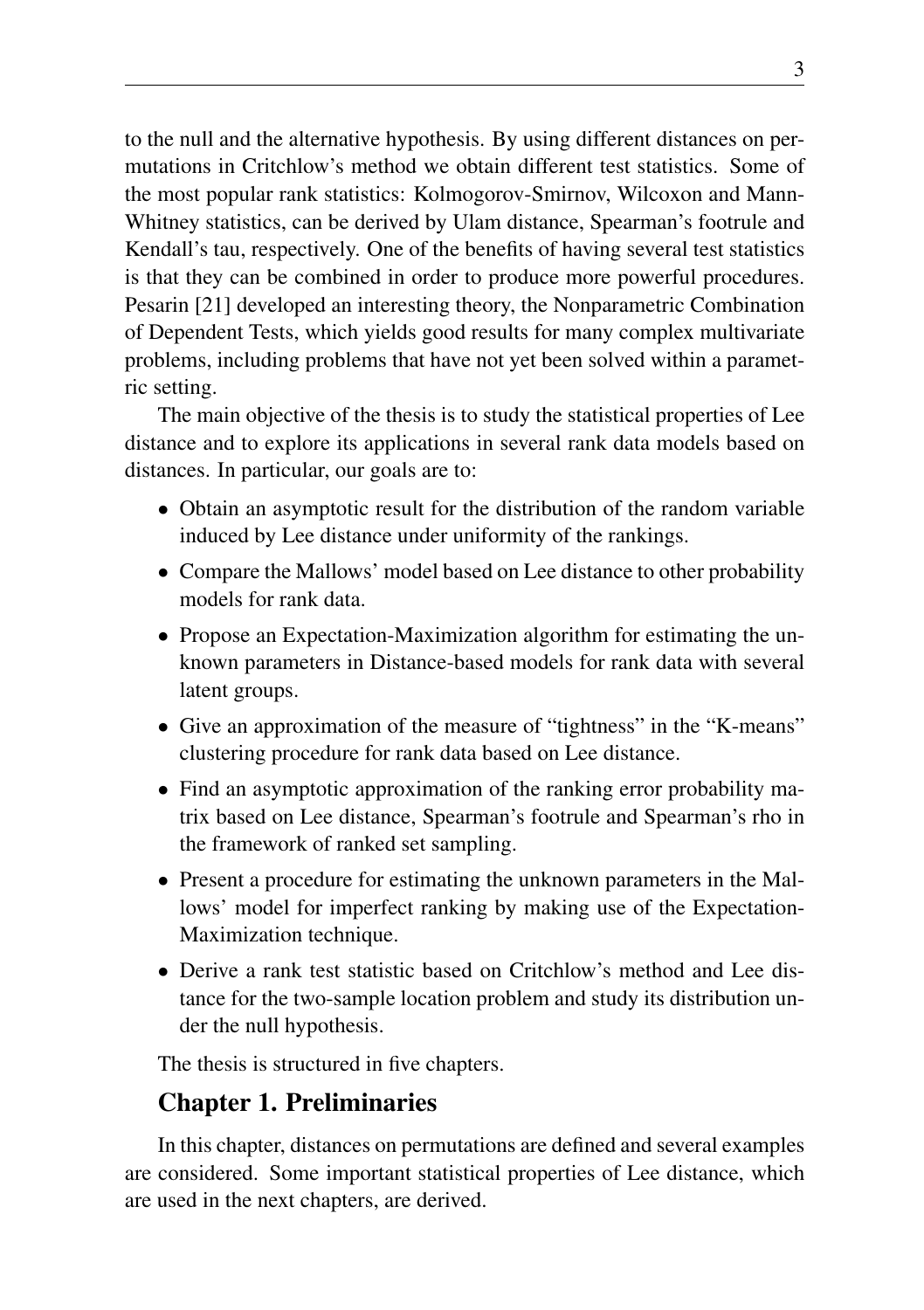to the null and the alternative hypothesis. By using different distances on permutations in Critchlow's method we obtain different test statistics. Some of the most popular rank statistics: Kolmogorov-Smirnov, Wilcoxon and Mann-Whitney statistics, can be derived by Ulam distance, Spearman's footrule and Kendall's tau, respectively. One of the benefits of having several test statistics is that they can be combined in order to produce more powerful procedures. Pesarin [21] developed an interesting theory, the Nonparametric Combination of Dependent Tests, which yields good results for many complex multivariate problems, including problems that have not yet been solved within a parametric setting.

The main objective of the thesis is to study the statistical properties of Lee distance and to explore its applications in several rank data models based on distances. In particular, our goals are to:

- Obtain an asymptotic result for the distribution of the random variable induced by Lee distance under uniformity of the rankings.
- Compare the Mallows' model based on Lee distance to other probability models for rank data.
- Propose an Expectation-Maximization algorithm for estimating the unknown parameters in Distance-based models for rank data with several latent groups.
- Give an approximation of the measure of "tightness" in the "K-means" clustering procedure for rank data based on Lee distance.
- Find an asymptotic approximation of the ranking error probability matrix based on Lee distance, Spearman's footrule and Spearman's rho in the framework of ranked set sampling.
- Present a procedure for estimating the unknown parameters in the Mallows' model for imperfect ranking by making use of the Expectation-Maximization technique.
- Derive a rank test statistic based on Critchlow's method and Lee distance for the two-sample location problem and study its distribution under the null hypothesis.

The thesis is structured in five chapters.

## Chapter 1. Preliminaries

In this chapter, distances on permutations are defined and several examples are considered. Some important statistical properties of Lee distance, which are used in the next chapters, are derived.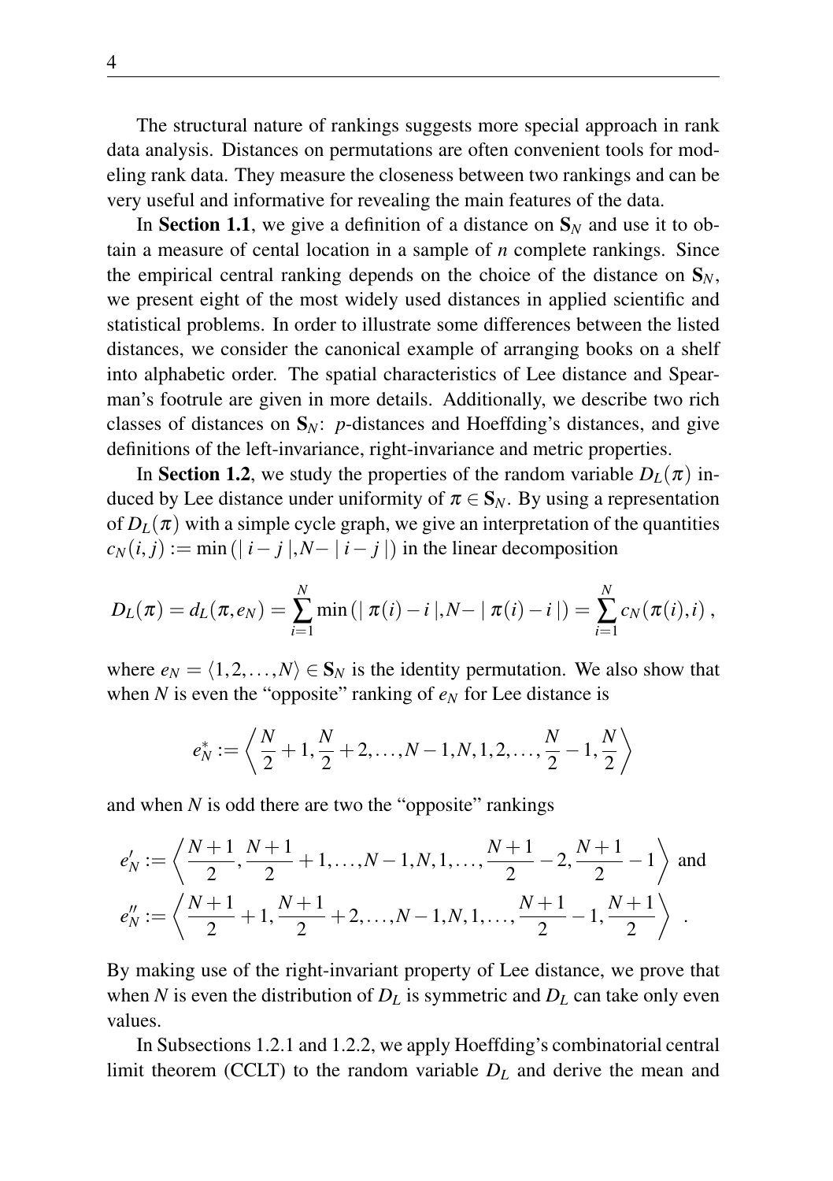The structural nature of rankings suggests more special approach in rank data analysis. Distances on permutations are often convenient tools for modeling rank data. They measure the closeness between two rankings and can be very useful and informative for revealing the main features of the data.

In **Section 1.1**, we give a definition of a distance on $\mathbf{S}_N$ and use it to obtain a measure of cental location in a sample of $n$ complete rankings. Since the empirical central ranking depends on the choice of the distance on $\mathbf{S}_N$, we present eight of the most widely used distances in applied scientific and statistical problems. In order to illustrate some differences between the listed distances, we consider the canonical example of arranging books on a shelf into alphabetic order. The spatial characteristics of Lee distance and Spearman's footrule are given in more details. Additionally, we describe two rich classes of distances on $\mathbf{S}_N$: $p$-distances and Hoeffding's distances, and give definitions of the left-invariance, right-invariance and metric properties.

In **Section 1.2**, we study the properties of the random variable $D_L(\pi)$ induced by Lee distance under uniformity of $\pi \in \mathbf{S}_N$. By using a representation of $D_L(\pi)$ with a simple cycle graph, we give an interpretation of the quantities $c_N(i,j) := \min(|\, i-j\,|, N-|\, i-j\,|)$ in the linear decomposition

$$D_L(\pi) = d_L(\pi, e_N) = \sum_{i=1}^{N} \min(|\, \pi(i)-i\,|, N-|\, \pi(i)-i\,|) = \sum_{i=1}^{N} c_N(\pi(i), i)\,,$$

where $e_N = \langle 1, 2, \ldots, N \rangle \in \mathbf{S}_N$ is the identity permutation. We also show that when $N$ is even the "opposite" ranking of $e_N$ for Lee distance is

$$e_N^* := \left\langle \frac{N}{2}+1, \frac{N}{2}+2, \ldots, N-1, N, 1, 2, \ldots, \frac{N}{2}-1, \frac{N}{2} \right\rangle$$

and when $N$ is odd there are two the "opposite" rankings

$$e_N' := \left\langle \frac{N+1}{2}, \frac{N+1}{2}+1, \ldots, N-1, N, 1, \ldots, \frac{N+1}{2}-2, \frac{N+1}{2}-1 \right\rangle \text{ and}$$
$$e_N'' := \left\langle \frac{N+1}{2}+1, \frac{N+1}{2}+2, \ldots, N-1, N, 1, \ldots, \frac{N+1}{2}-1, \frac{N+1}{2} \right\rangle\,.$$

By making use of the right-invariant property of Lee distance, we prove that when $N$ is even the distribution of $D_L$ is symmetric and $D_L$ can take only even values.

In Subsections 1.2.1 and 1.2.2, we apply Hoeffding's combinatorial central limit theorem (CCLT) to the random variable $D_L$ and derive the mean and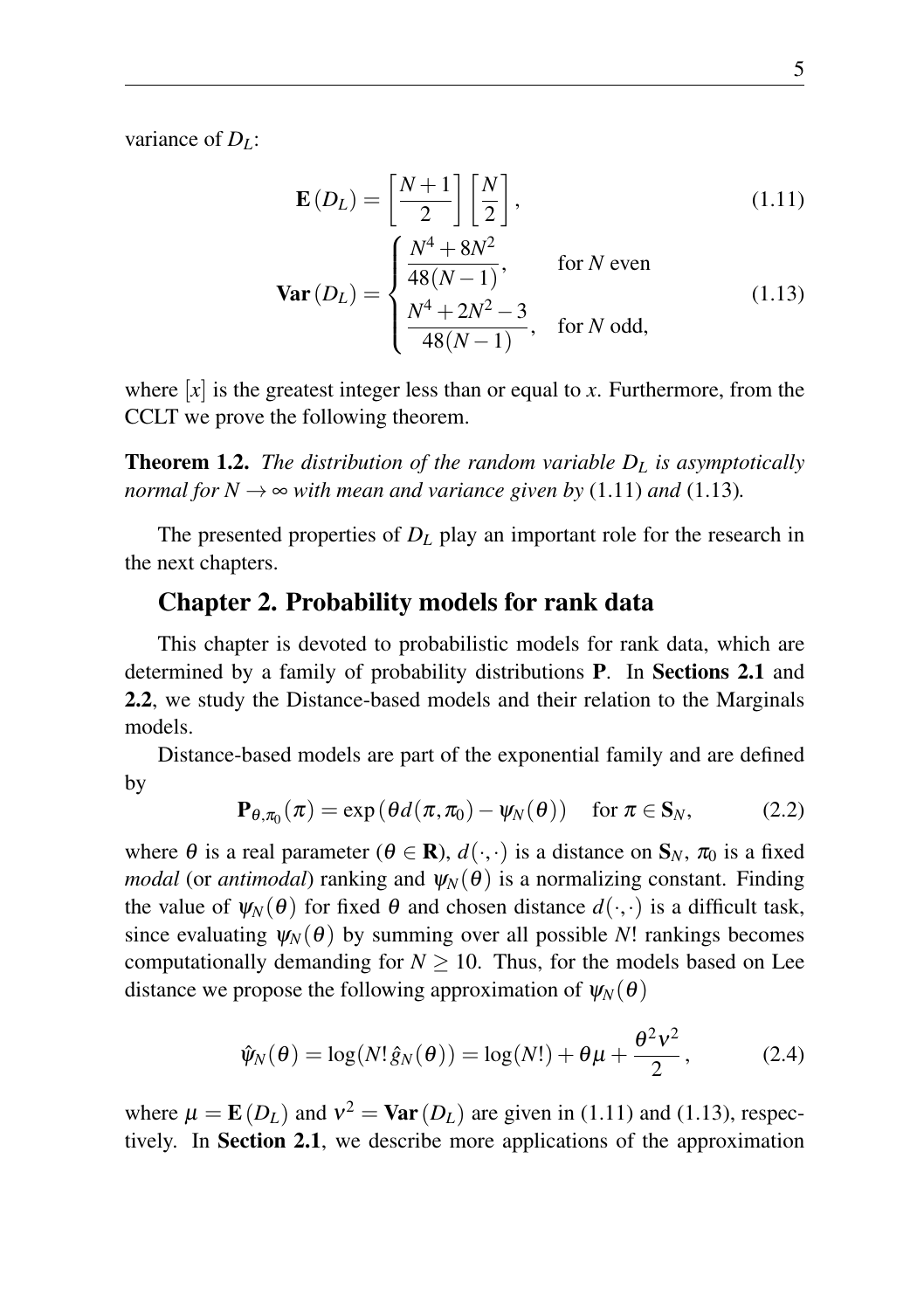variance of $D_L$:

$$\mathbf{E}(D_L) = \left[\frac{N+1}{2}\right]\left[\frac{N}{2}\right], \tag{1.11}$$

$$\mathbf{Var}(D_L) = \begin{cases} \dfrac{N^4+8N^2}{48(N-1)}, & \text{for } N \text{ even} \\ \dfrac{N^4+2N^2-3}{48(N-1)}, & \text{for } N \text{ odd,} \end{cases} \tag{1.13}$$

where $[x]$ is the greatest integer less than or equal to $x$. Furthermore, from the CCLT we prove the following theorem.

**Theorem 1.2.** *The distribution of the random variable $D_L$ is asymptotically normal for $N \to \infty$ with mean and variance given by* (1.11) *and* (1.13)*.*

The presented properties of $D_L$ play an important role for the research in the next chapters.

## Chapter 2. Probability models for rank data

This chapter is devoted to probabilistic models for rank data, which are determined by a family of probability distributions $\mathbf{P}$. In **Sections 2.1** and **2.2**, we study the Distance-based models and their relation to the Marginals models.

Distance-based models are part of the exponential family and are defined by

$$\mathbf{P}_{\theta,\pi_0}(\pi) = \exp\left(\theta d(\pi,\pi_0) - \psi_N(\theta)\right) \quad \text{for } \pi \in \mathbf{S}_N, \tag{2.2}$$

where $\theta$ is a real parameter ($\theta \in \mathbf{R}$), $d(\cdot,\cdot)$ is a distance on $\mathbf{S}_N$, $\pi_0$ is a fixed *modal* (or *antimodal*) ranking and $\psi_N(\theta)$ is a normalizing constant. Finding the value of $\psi_N(\theta)$ for fixed $\theta$ and chosen distance $d(\cdot,\cdot)$ is a difficult task, since evaluating $\psi_N(\theta)$ by summing over all possible $N!$ rankings becomes computationally demanding for $N \geq 10$. Thus, for the models based on Lee distance we propose the following approximation of $\psi_N(\theta)$

$$\hat{\psi}_N(\theta) = \log(N!\,\hat{g}_N(\theta)) = \log(N!) + \theta\mu + \frac{\theta^2\nu^2}{2}, \tag{2.4}$$

where $\mu = \mathbf{E}(D_L)$ and $\nu^2 = \mathbf{Var}(D_L)$ are given in (1.11) and (1.13), respectively. In **Section 2.1**, we describe more applications of the approximation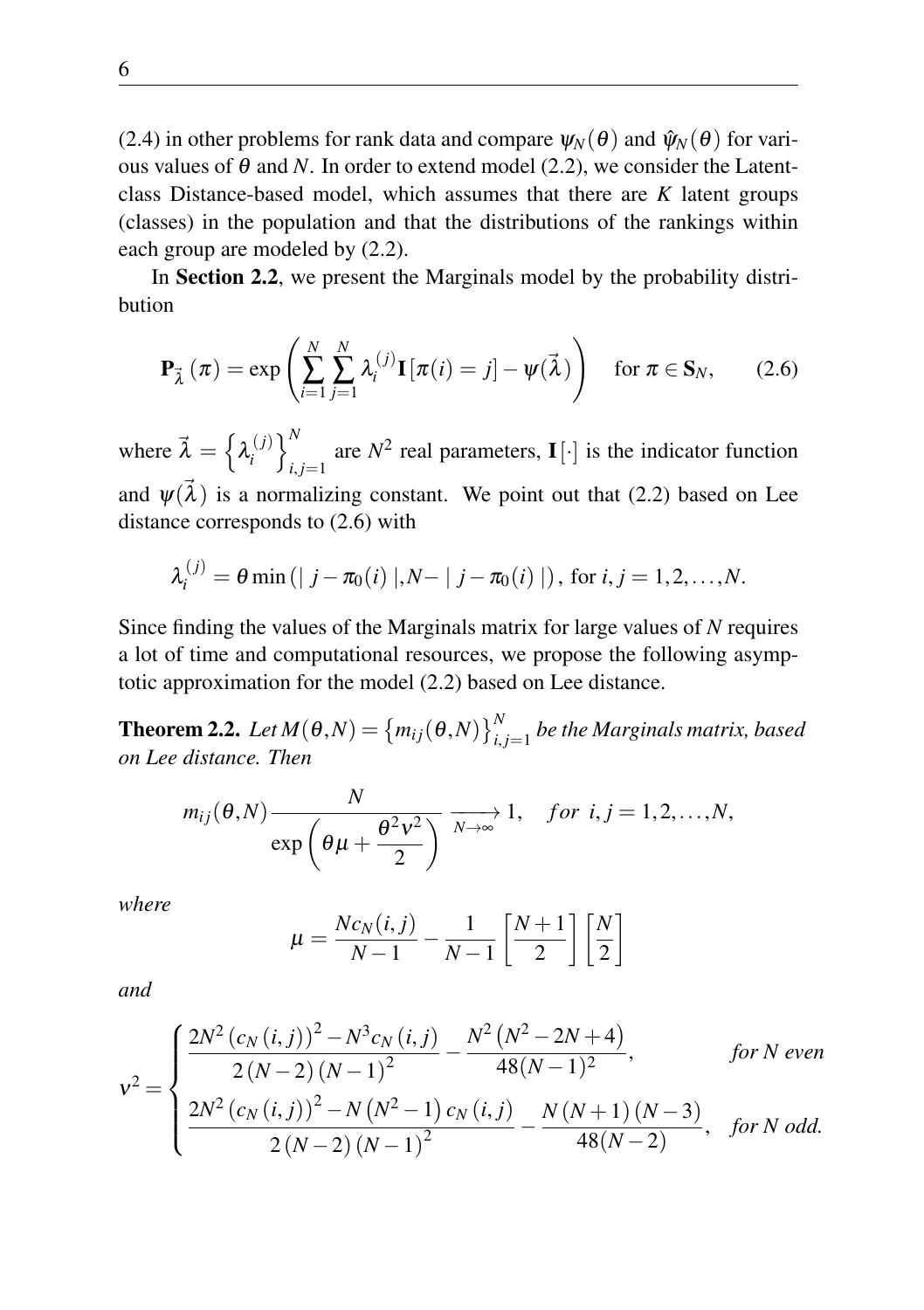(2.4) in other problems for rank data and compare $\psi_N(\theta)$ and $\hat{\psi}_N(\theta)$ for various values of $\theta$ and $N$. In order to extend model (2.2), we consider the Latent-class Distance-based model, which assumes that there are $K$ latent groups (classes) in the population and that the distributions of the rankings within each group are modeled by (2.2).

In **Section 2.2**, we present the Marginals model by the probability distribution

$$\mathbf{P}_{\vec{\lambda}}(\pi) = \exp\left(\sum_{i=1}^{N}\sum_{j=1}^{N}\lambda_i^{(j)}\mathbf{I}[\pi(i)=j] - \psi(\vec{\lambda})\right) \quad \text{for } \pi \in \mathbf{S}_N, \tag{2.6}$$

where $\vec{\lambda} = \left\{\lambda_i^{(j)}\right\}_{i,j=1}^{N}$ are $N^2$ real parameters, $\mathbf{I}[\cdot]$ is the indicator function and $\psi(\vec{\lambda})$ is a normalizing constant. We point out that (2.2) based on Lee distance corresponds to (2.6) with

$$\lambda_i^{(j)} = \theta \min\left(\mid j-\pi_0(i)\mid, N-\mid j-\pi_0(i)\mid\right), \text{ for } i,j=1,2,\ldots,N.$$

Since finding the values of the Marginals matrix for large values of $N$ requires a lot of time and computational resources, we propose the following asymptotic approximation for the model (2.2) based on Lee distance.

**Theorem 2.2.** *Let $M(\theta,N) = \left\{m_{ij}(\theta,N)\right\}_{i,j=1}^{N}$ be the Marginals matrix, based on Lee distance. Then*

$$m_{ij}(\theta,N)\frac{N}{\exp\left(\theta\mu + \dfrac{\theta^2\nu^2}{2}\right)} \xrightarrow[N\to\infty]{} 1, \quad for\ \ i,j=1,2,\ldots,N,$$

*where*

$$\mu = \frac{Nc_N(i,j)}{N-1} - \frac{1}{N-1}\left[\frac{N+1}{2}\right]\left[\frac{N}{2}\right]$$

*and*

$$\nu^2 = \begin{cases} \dfrac{2N^2\left(c_N(i,j)\right)^2 - N^3c_N(i,j)}{2(N-2)(N-1)^2} - \dfrac{N^2\left(N^2-2N+4\right)}{48(N-1)^2}, & \textit{for } N \textit{ even} \\[2ex] \dfrac{2N^2\left(c_N(i,j)\right)^2 - N\left(N^2-1\right)c_N(i,j)}{2(N-2)(N-1)^2} - \dfrac{N(N+1)(N-3)}{48(N-2)}, & \textit{for } N \textit{ odd.} \end{cases}$$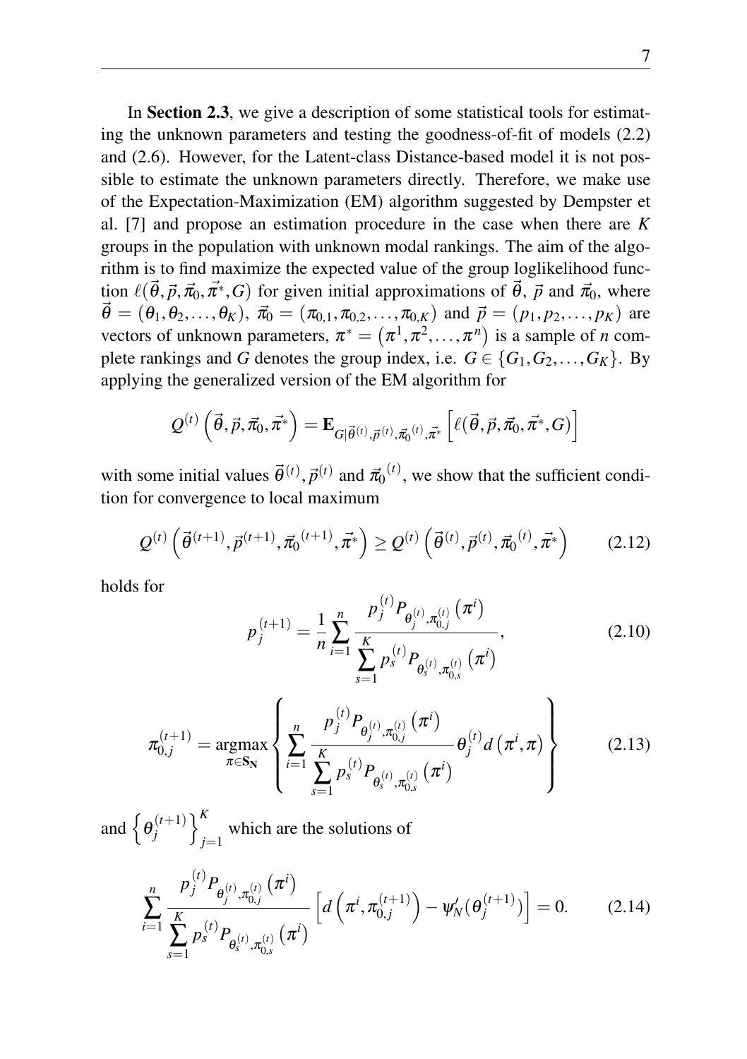In **Section 2.3**, we give a description of some statistical tools for estimating the unknown parameters and testing the goodness-of-fit of models (2.2) and (2.6). However, for the Latent-class Distance-based model it is not possible to estimate the unknown parameters directly. Therefore, we make use of the Expectation-Maximization (EM) algorithm suggested by Dempster et al. [7] and propose an estimation procedure in the case when there are $K$ groups in the population with unknown modal rankings. The aim of the algorithm is to find maximize the expected value of the group loglikelihood function $\ell(\vec{\theta}, \vec{p}, \vec{\pi}_0, \vec{\pi}^*, G)$ for given initial approximations of $\vec{\theta}$, $\vec{p}$ and $\vec{\pi}_0$, where $\vec{\theta} = (\theta_1, \theta_2, \ldots, \theta_K)$, $\vec{\pi}_0 = (\pi_{0,1}, \pi_{0,2}, \ldots, \pi_{0,K})$ and $\vec{p} = (p_1, p_2, \ldots, p_K)$ are vectors of unknown parameters, $\pi^* = (\pi^1, \pi^2, \ldots, \pi^n)$ is a sample of $n$ complete rankings and $G$ denotes the group index, i.e. $G \in \{G_1, G_2, \ldots, G_K\}$. By applying the generalized version of the EM algorithm for

$$Q^{(t)}\left(\vec{\theta}, \vec{p}, \vec{\pi}_0, \vec{\pi}^*\right) = \mathbf{E}_{G|\vec{\theta}^{(t)}, \vec{p}^{(t)}, \vec{\pi}_0^{(t)}, \vec{\pi}^*}\left[\ell(\vec{\theta}, \vec{p}, \vec{\pi}_0, \vec{\pi}^*, G)\right]$$

with some initial values $\vec{\theta}^{(t)}, \vec{p}^{(t)}$ and $\vec{\pi}_0^{(t)}$, we show that the sufficient condition for convergence to local maximum

$$Q^{(t)}\left(\vec{\theta}^{(t+1)}, \vec{p}^{(t+1)}, \vec{\pi}_0^{(t+1)}, \vec{\pi}^*\right) \geq Q^{(t)}\left(\vec{\theta}^{(t)}, \vec{p}^{(t)}, \vec{\pi}_0^{(t)}, \vec{\pi}^*\right) \tag{2.12}$$

holds for

$$p_j^{(t+1)} = \frac{1}{n} \sum_{i=1}^{n} \frac{p_j^{(t)} P_{\theta_j^{(t)}, \pi_{0,j}^{(t)}}\left(\pi^i\right)}{\sum_{s=1}^{K} p_s^{(t)} P_{\theta_s^{(t)}, \pi_{0,s}^{(t)}}\left(\pi^i\right)}, \tag{2.10}$$

$$\pi_{0,j}^{(t+1)} = \underset{\pi \in \mathbf{S_N}}{\operatorname{argmax}} \left\{ \sum_{i=1}^{n} \frac{p_j^{(t)} P_{\theta_j^{(t)}, \pi_{0,j}^{(t)}}\left(\pi^i\right)}{\sum_{s=1}^{K} p_s^{(t)} P_{\theta_s^{(t)}, \pi_{0,s}^{(t)}}\left(\pi^i\right)} \theta_j^{(t)} d\left(\pi^i, \pi\right) \right\} \tag{2.13}$$

and $\left\{\theta_j^{(t+1)}\right\}_{j=1}^{K}$ which are the solutions of

$$\sum_{i=1}^{n} \frac{p_j^{(t)} P_{\theta_j^{(t)}, \pi_{0,j}^{(t)}}\left(\pi^i\right)}{\sum_{s=1}^{K} p_s^{(t)} P_{\theta_s^{(t)}, \pi_{0,s}^{(t)}}\left(\pi^i\right)} \left[d\left(\pi^i, \pi_{0,j}^{(t+1)}\right) - \psi_N'(\theta_j^{(t+1)})\right] = 0. \tag{2.14}$$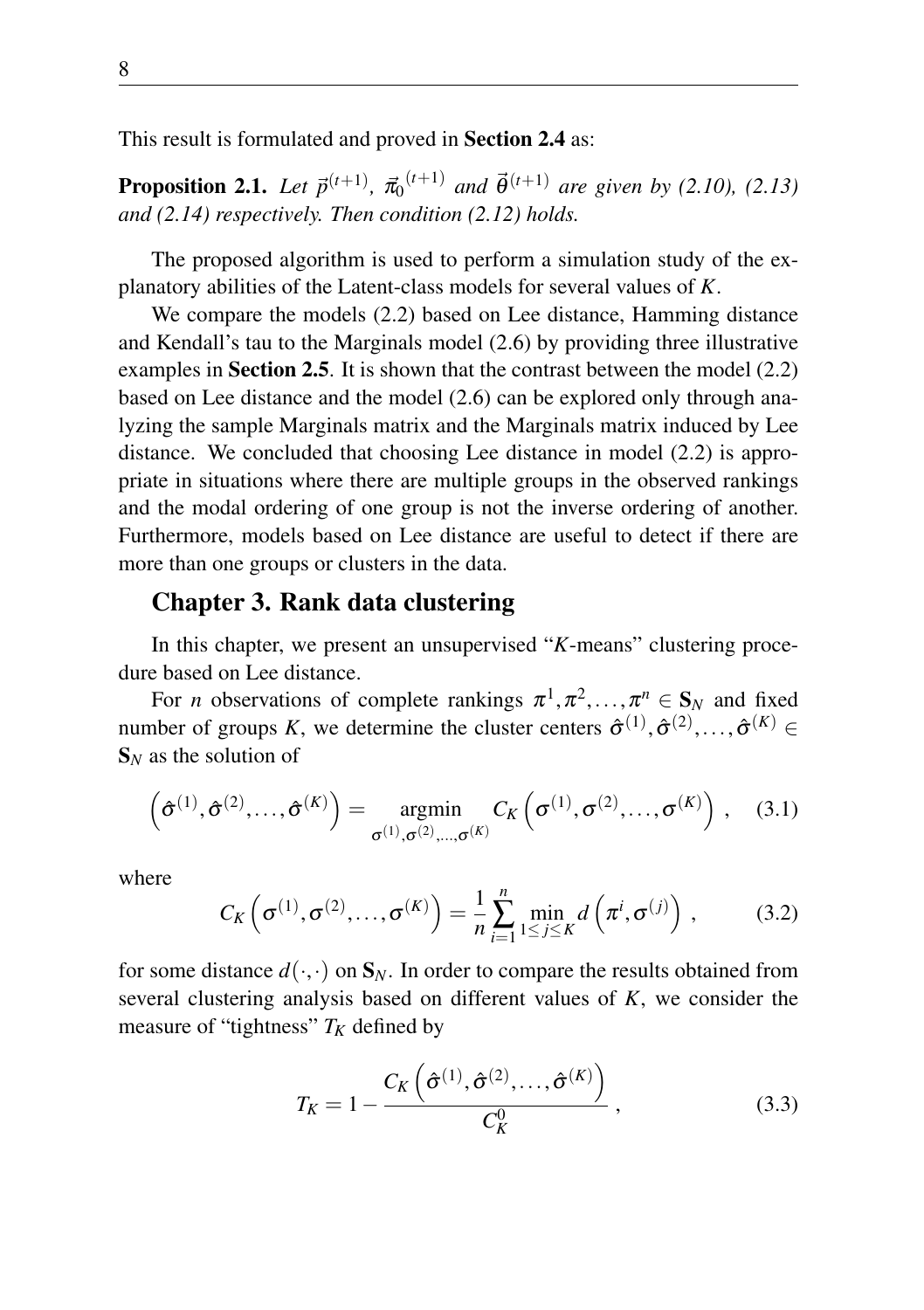This result is formulated and proved in **Section 2.4** as:

**Proposition 2.1.** *Let $\vec{p}^{(t+1)}$, $\vec{\pi}_0^{(t+1)}$ and $\vec{\theta}^{(t+1)}$ are given by (2.10), (2.13) and (2.14) respectively. Then condition (2.12) holds.*

The proposed algorithm is used to perform a simulation study of the explanatory abilities of the Latent-class models for several values of $K$.

We compare the models (2.2) based on Lee distance, Hamming distance and Kendall's tau to the Marginals model (2.6) by providing three illustrative examples in **Section 2.5**. It is shown that the contrast between the model (2.2) based on Lee distance and the model (2.6) can be explored only through analyzing the sample Marginals matrix and the Marginals matrix induced by Lee distance. We concluded that choosing Lee distance in model (2.2) is appropriate in situations where there are multiple groups in the observed rankings and the modal ordering of one group is not the inverse ordering of another. Furthermore, models based on Lee distance are useful to detect if there are more than one groups or clusters in the data.

## Chapter 3. Rank data clustering

In this chapter, we present an unsupervised "$K$-means" clustering procedure based on Lee distance.

For $n$ observations of complete rankings $\pi^1, \pi^2, \ldots, \pi^n \in \mathbf{S}_N$ and fixed number of groups $K$, we determine the cluster centers $\hat{\sigma}^{(1)}, \hat{\sigma}^{(2)}, \ldots, \hat{\sigma}^{(K)} \in \mathbf{S}_N$ as the solution of

$$\left(\hat{\sigma}^{(1)}, \hat{\sigma}^{(2)}, \ldots, \hat{\sigma}^{(K)}\right) = \underset{\sigma^{(1)}, \sigma^{(2)}, \ldots, \sigma^{(K)}}{\operatorname{argmin}} C_K\left(\sigma^{(1)}, \sigma^{(2)}, \ldots, \sigma^{(K)}\right), \quad (3.1)$$

where

$$C_K\left(\sigma^{(1)}, \sigma^{(2)}, \ldots, \sigma^{(K)}\right) = \frac{1}{n} \sum_{i=1}^{n} \min_{1 \leq j \leq K} d\left(\pi^i, \sigma^{(j)}\right), \quad (3.2)$$

for some distance $d(\cdot, \cdot)$ on $\mathbf{S}_N$. In order to compare the results obtained from several clustering analysis based on different values of $K$, we consider the measure of "tightness" $T_K$ defined by

$$T_K = 1 - \frac{C_K\left(\hat{\sigma}^{(1)}, \hat{\sigma}^{(2)}, \ldots, \hat{\sigma}^{(K)}\right)}{C_K^0}, \quad (3.3)$$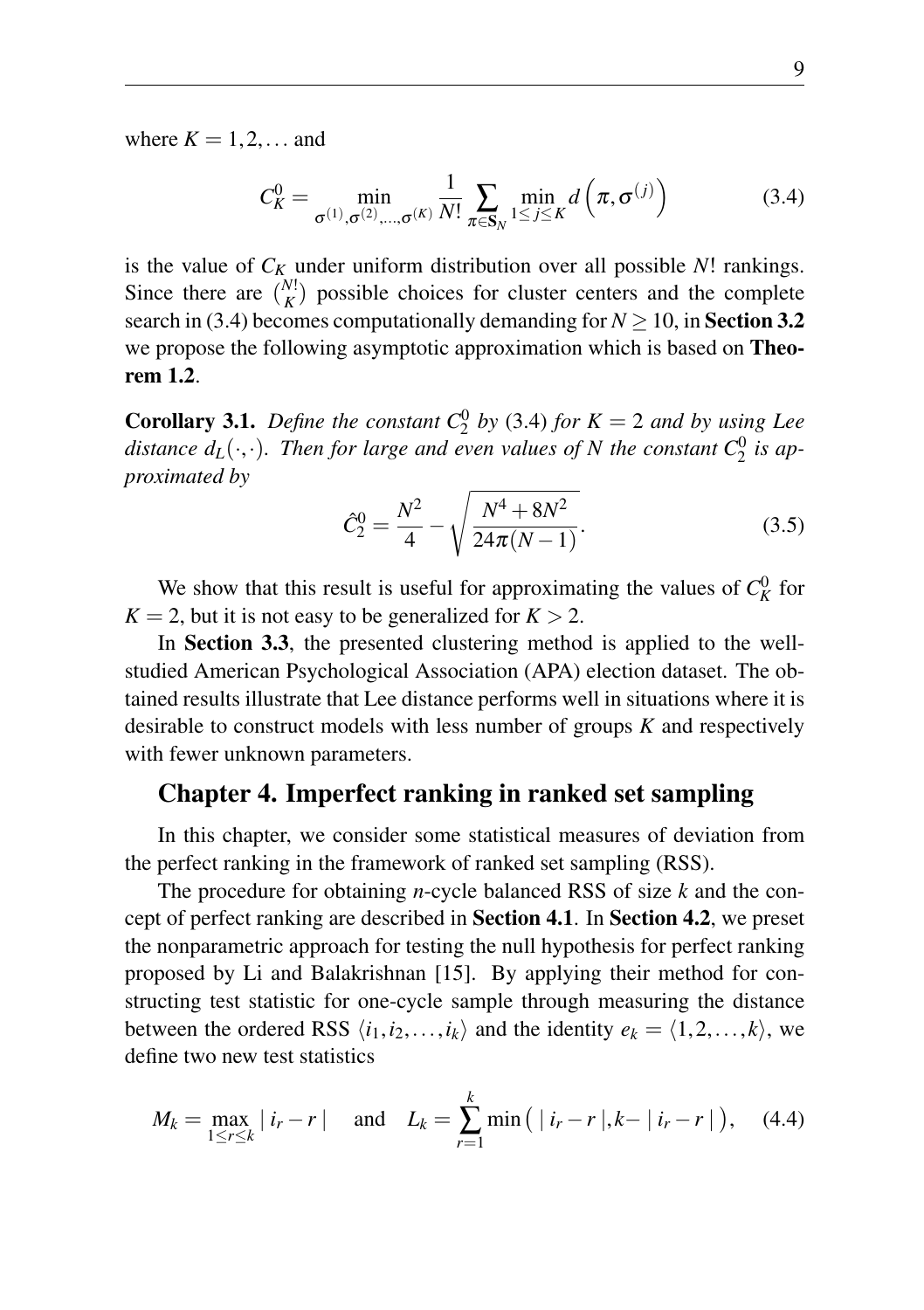where $K = 1, 2, \dots$ and

$$C_K^0 = \min_{\sigma^{(1)}, \sigma^{(2)}, \dots, \sigma^{(K)}} \frac{1}{N!} \sum_{\pi \in \mathbf{S}_N} \min_{1 \le j \le K} d\left(\pi, \sigma^{(j)}\right) \tag{3.4}$$

is the value of $C_K$ under uniform distribution over all possible $N!$ rankings. Since there are $\binom{N!}{K}$ possible choices for cluster centers and the complete search in (3.4) becomes computationally demanding for $N \ge 10$, in **Section 3.2** we propose the following asymptotic approximation which is based on **Theorem 1.2**.

**Corollary 3.1.** *Define the constant $C_2^0$ by (3.4) for $K = 2$ and by using Lee distance $d_L(\cdot, \cdot)$. Then for large and even values of $N$ the constant $C_2^0$ is approximated by*

$$\hat{C}_2^0 = \frac{N^2}{4} - \sqrt{\frac{N^4 + 8N^2}{24\pi(N-1)}}. \tag{3.5}$$

We show that this result is useful for approximating the values of $C_K^0$ for $K = 2$, but it is not easy to be generalized for $K > 2$.

In **Section 3.3**, the presented clustering method is applied to the well-studied American Psychological Association (APA) election dataset. The obtained results illustrate that Lee distance performs well in situations where it is desirable to construct models with less number of groups $K$ and respectively with fewer unknown parameters.

## Chapter 4. Imperfect ranking in ranked set sampling

In this chapter, we consider some statistical measures of deviation from the perfect ranking in the framework of ranked set sampling (RSS).

The procedure for obtaining $n$-cycle balanced RSS of size $k$ and the concept of perfect ranking are described in **Section 4.1**. In **Section 4.2**, we preset the nonparametric approach for testing the null hypothesis for perfect ranking proposed by Li and Balakrishnan [15]. By applying their method for constructing test statistic for one-cycle sample through measuring the distance between the ordered RSS $\langle i_1, i_2, \dots, i_k \rangle$ and the identity $e_k = \langle 1, 2, \dots, k \rangle$, we define two new test statistics

$$M_k = \max_{1 \le r \le k} |\, i_r - r \,| \quad \text{and} \quad L_k = \sum_{r=1}^{k} \min\left( |\, i_r - r \,|, k - |\, i_r - r \,| \right), \tag{4.4}$$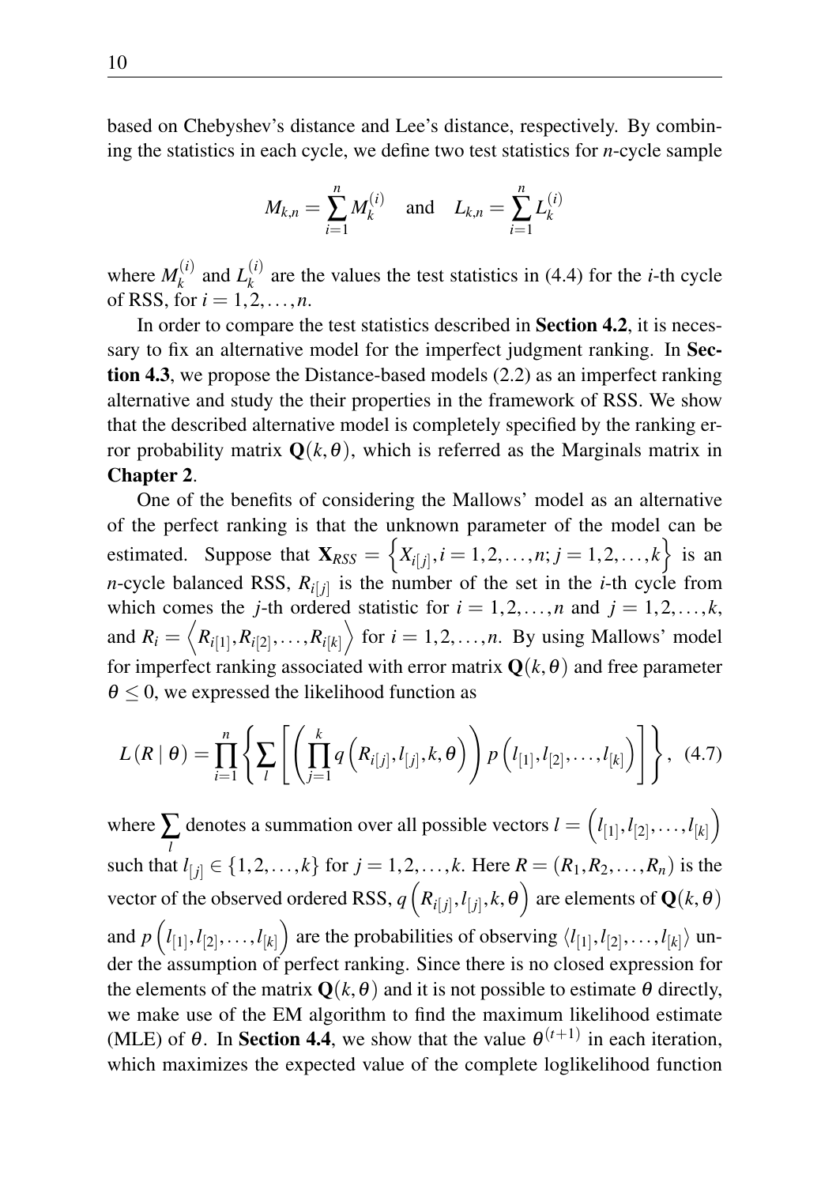based on Chebyshev's distance and Lee's distance, respectively. By combining the statistics in each cycle, we define two test statistics for $n$-cycle sample

$$M_{k,n} = \sum_{i=1}^{n} M_k^{(i)} \quad \text{and} \quad L_{k,n} = \sum_{i=1}^{n} L_k^{(i)}$$

where $M_k^{(i)}$ and $L_k^{(i)}$ are the values the test statistics in (4.4) for the $i$-th cycle of RSS, for $i = 1, 2, \ldots, n$.

In order to compare the test statistics described in **Section 4.2**, it is necessary to fix an alternative model for the imperfect judgment ranking. In **Section 4.3**, we propose the Distance-based models (2.2) as an imperfect ranking alternative and study the their properties in the framework of RSS. We show that the described alternative model is completely specified by the ranking error probability matrix $\mathbf{Q}(k,\theta)$, which is referred as the Marginals matrix in **Chapter 2**.

One of the benefits of considering the Mallows' model as an alternative of the perfect ranking is that the unknown parameter of the model can be estimated. Suppose that $\mathbf{X}_{RSS} = \left\{X_{i[j]}, i = 1, 2, \ldots, n; j = 1, 2, \ldots, k\right\}$ is an $n$-cycle balanced RSS, $R_{i[j]}$ is the number of the set in the $i$-th cycle from which comes the $j$-th ordered statistic for $i = 1, 2, \ldots, n$ and $j = 1, 2, \ldots, k$, and $R_i = \left\langle R_{i[1]}, R_{i[2]}, \ldots, R_{i[k]} \right\rangle$ for $i = 1, 2, \ldots, n$. By using Mallows' model for imperfect ranking associated with error matrix $\mathbf{Q}(k,\theta)$ and free parameter $\theta \leq 0$, we expressed the likelihood function as

$$L(R \mid \theta) = \prod_{i=1}^{n} \left\{ \sum_{l} \left[ \left( \prod_{j=1}^{k} q\left(R_{i[j]}, l_{[j]}, k, \theta\right) \right) p\left(l_{[1]}, l_{[2]}, \ldots, l_{[k]}\right) \right] \right\}, \quad (4.7)$$

where $\sum_{l}$ denotes a summation over all possible vectors $l = \left(l_{[1]}, l_{[2]}, \ldots, l_{[k]}\right)$ such that $l_{[j]} \in \{1, 2, \ldots, k\}$ for $j = 1, 2, \ldots, k$. Here $R = (R_1, R_2, \ldots, R_n)$ is the vector of the observed ordered RSS, $q\left(R_{i[j]}, l_{[j]}, k, \theta\right)$ are elements of $\mathbf{Q}(k,\theta)$ and $p\left(l_{[1]}, l_{[2]}, \ldots, l_{[k]}\right)$ are the probabilities of observing $\langle l_{[1]}, l_{[2]}, \ldots, l_{[k]} \rangle$ under the assumption of perfect ranking. Since there is no closed expression for the elements of the matrix $\mathbf{Q}(k,\theta)$ and it is not possible to estimate $\theta$ directly, we make use of the EM algorithm to find the maximum likelihood estimate (MLE) of $\theta$. In **Section 4.4**, we show that the value $\theta^{(t+1)}$ in each iteration, which maximizes the expected value of the complete loglikelihood function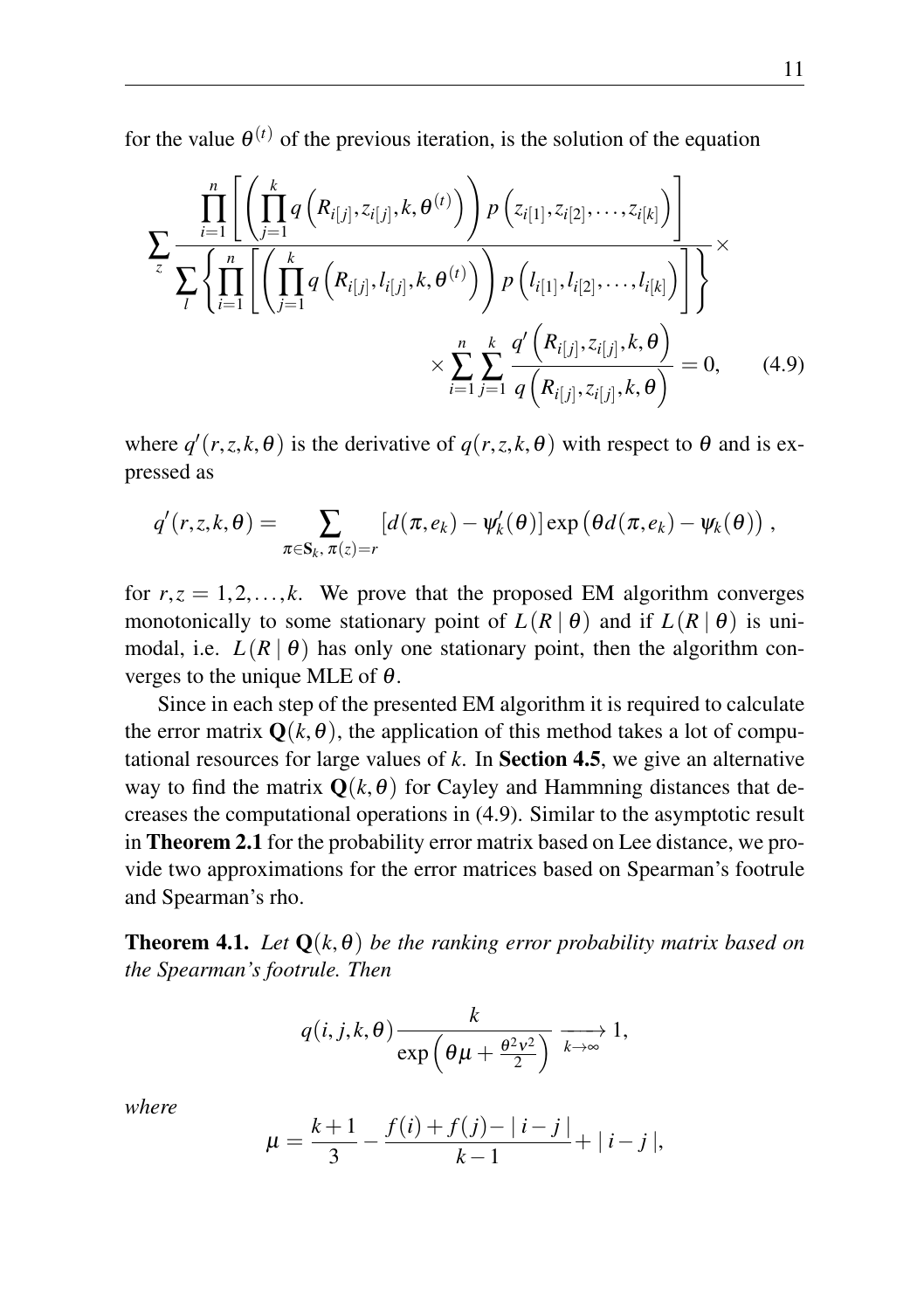for the value $\theta^{(t)}$ of the previous iteration, is the solution of the equation

$$\sum_{z} \frac{\prod_{i=1}^{n}\left[\left(\prod_{j=1}^{k} q\left(R_{i[j]}, z_{i[j]}, k, \theta^{(t)}\right)\right) p\left(z_{i[1]}, z_{i[2]}, \ldots, z_{i[k]}\right)\right]}{\sum_{l}\left\{\prod_{i=1}^{n}\left[\left(\prod_{j=1}^{k} q\left(R_{i[j]}, l_{i[j]}, k, \theta^{(t)}\right)\right) p\left(l_{i[1]}, l_{i[2]}, \ldots, l_{i[k]}\right)\right]\right\}} \times \\ \times \sum_{i=1}^{n}\sum_{j=1}^{k} \frac{q'\left(R_{i[j]}, z_{i[j]}, k, \theta\right)}{q\left(R_{i[j]}, z_{i[j]}, k, \theta\right)} = 0, \qquad (4.9)$$

where $q'(r,z,k,\theta)$ is the derivative of $q(r,z,k,\theta)$ with respect to $\theta$ and is expressed as

$$q'(r,z,k,\theta) = \sum_{\pi \in \mathbf{S}_k,\, \pi(z)=r} \left[d(\pi, e_k) - \psi_k'(\theta)\right] \exp\left(\theta d(\pi, e_k) - \psi_k(\theta)\right),$$

for $r,z = 1,2,\ldots,k$. We prove that the proposed EM algorithm converges monotonically to some stationary point of $L(R \mid \theta)$ and if $L(R \mid \theta)$ is unimodal, i.e. $L(R \mid \theta)$ has only one stationary point, then the algorithm converges to the unique MLE of $\theta$.

Since in each step of the presented EM algorithm it is required to calculate the error matrix $\mathbf{Q}(k,\theta)$, the application of this method takes a lot of computational resources for large values of $k$. In **Section 4.5**, we give an alternative way to find the matrix $\mathbf{Q}(k,\theta)$ for Cayley and Hammning distances that decreases the computational operations in (4.9). Similar to the asymptotic result in **Theorem 2.1** for the probability error matrix based on Lee distance, we provide two approximations for the error matrices based on Spearman's footrule and Spearman's rho.

**Theorem 4.1.** *Let $\mathbf{Q}(k,\theta)$ be the ranking error probability matrix based on the Spearman's footrule. Then*

$$q(i,j,k,\theta)\frac{k}{\exp\left(\theta\mu + \frac{\theta^2\nu^2}{2}\right)} \xrightarrow[k\to\infty]{} 1,$$

*where*

$$\mu = \frac{k+1}{3} - \frac{f(i) + f(j) - \mid i-j \mid}{k-1} + \mid i-j \mid,$$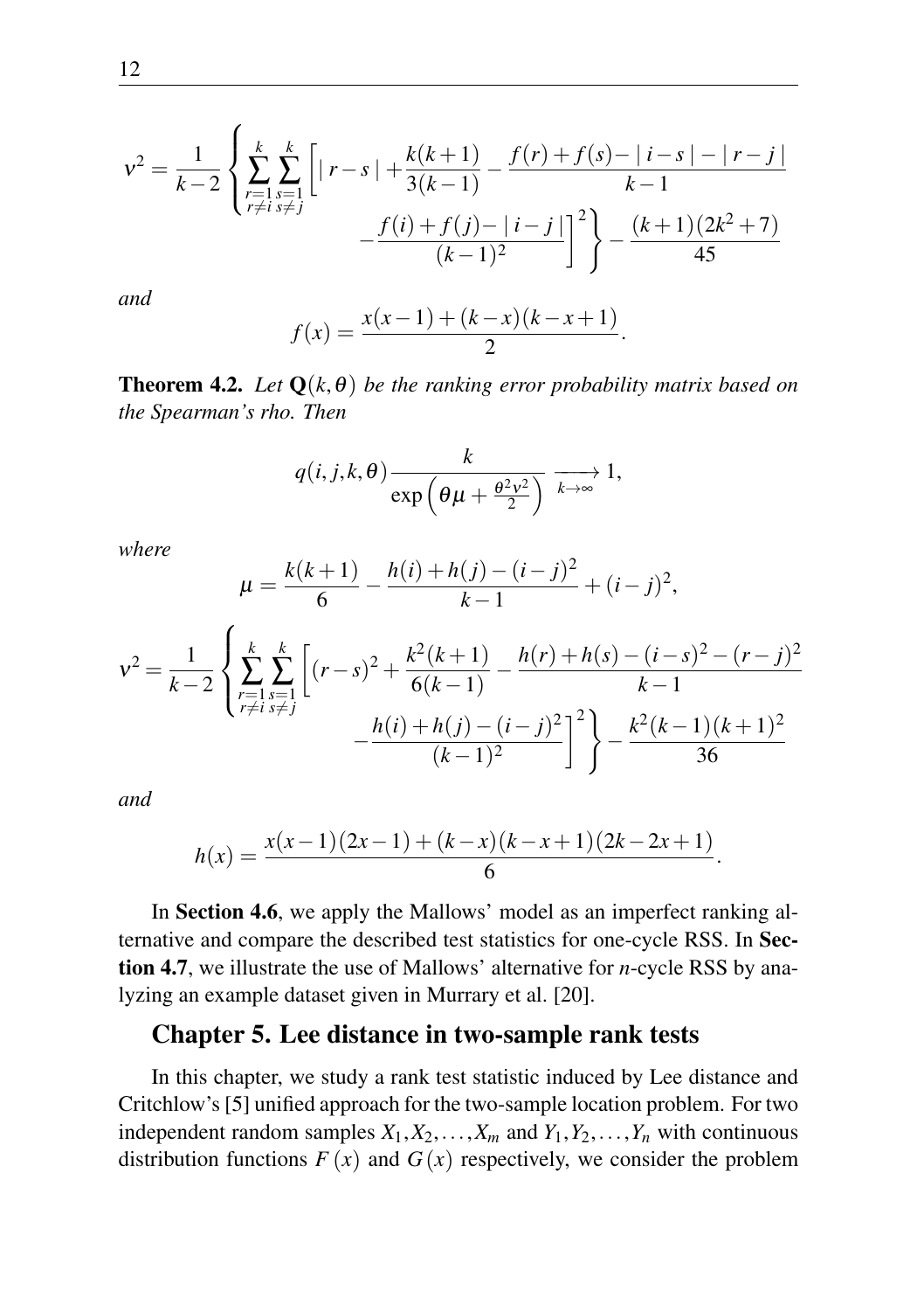$$\nu^2 = \frac{1}{k-2}\left\{\sum_{\substack{r=1\\r\neq i}}^{k}\sum_{\substack{s=1\\s\neq j}}^{k}\left[|\,r-s\,| + \frac{k(k+1)}{3(k-1)} - \frac{f(r)+f(s)-|\,i-s\,|-|\,r-j\,|}{k-1} - \frac{f(i)+f(j)-|\,i-j\,|}{(k-1)^2}\right]^2\right\} - \frac{(k+1)(2k^2+7)}{45}$$

*and*

$$f(x) = \frac{x(x-1)+(k-x)(k-x+1)}{2}.$$

**Theorem 4.2.** *Let $\mathbf{Q}(k,\theta)$ be the ranking error probability matrix based on the Spearman's rho. Then*

$$q(i,j,k,\theta)\frac{k}{\exp\left(\theta\mu + \frac{\theta^2\nu^2}{2}\right)} \xrightarrow[k\to\infty]{} 1,$$

*where*

$$\mu = \frac{k(k+1)}{6} - \frac{h(i)+h(j)-(i-j)^2}{k-1} + (i-j)^2,$$

$$\nu^2 = \frac{1}{k-2}\left\{\sum_{\substack{r=1\\r\neq i}}^{k}\sum_{\substack{s=1\\s\neq j}}^{k}\left[(r-s)^2 + \frac{k^2(k+1)}{6(k-1)} - \frac{h(r)+h(s)-(i-s)^2-(r-j)^2}{k-1} - \frac{h(i)+h(j)-(i-j)^2}{(k-1)^2}\right]^2\right\} - \frac{k^2(k-1)(k+1)^2}{36}$$

*and*

$$h(x) = \frac{x(x-1)(2x-1)+(k-x)(k-x+1)(2k-2x+1)}{6}.$$

In **Section 4.6**, we apply the Mallows' model as an imperfect ranking alternative and compare the described test statistics for one-cycle RSS. In **Section 4.7**, we illustrate the use of Mallows' alternative for $n$-cycle RSS by analyzing an example dataset given in Murrary et al. [20].

## Chapter 5. Lee distance in two-sample rank tests

In this chapter, we study a rank test statistic induced by Lee distance and Critchlow's [5] unified approach for the two-sample location problem. For two independent random samples $X_1, X_2, \ldots, X_m$ and $Y_1, Y_2, \ldots, Y_n$ with continuous distribution functions $F(x)$ and $G(x)$ respectively, we consider the problem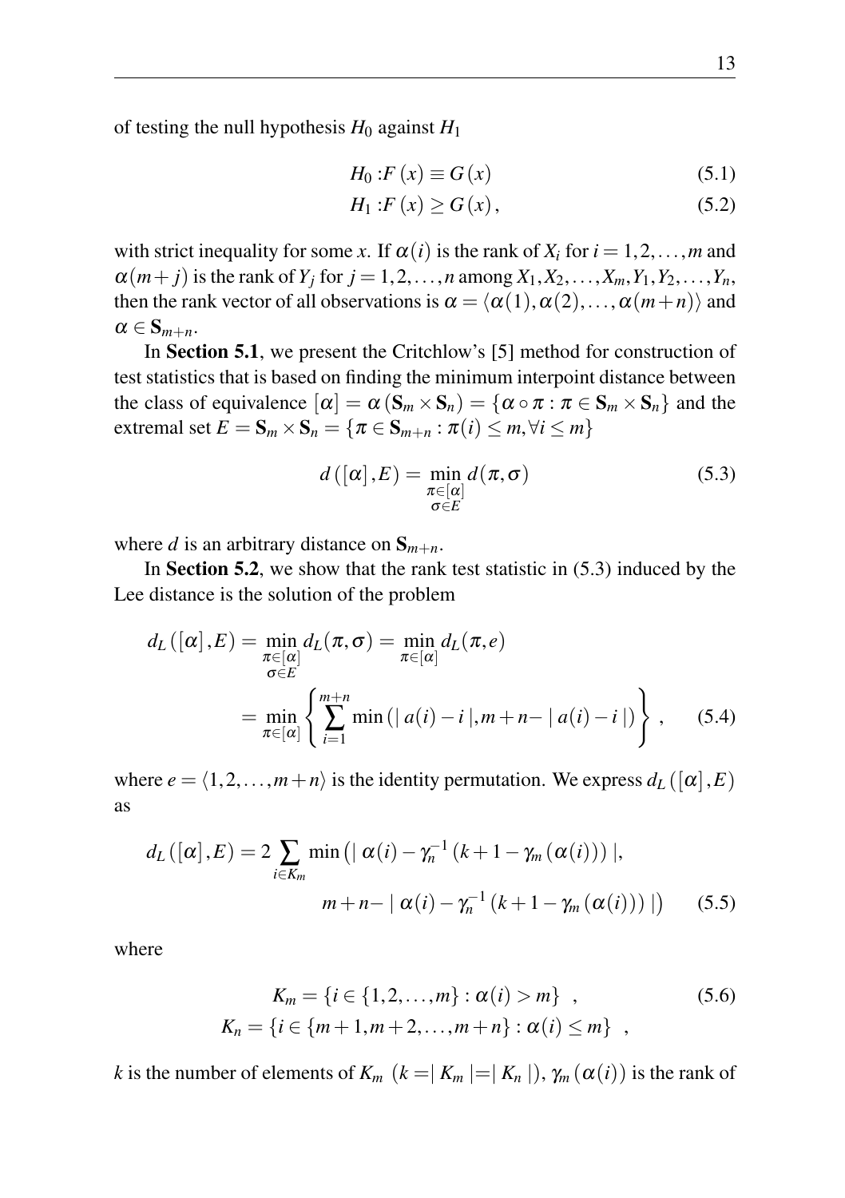of testing the null hypothesis $H_0$ against $H_1$

$$H_0 : F(x) \equiv G(x) \tag{5.1}$$

$$H_1 : F(x) \geq G(x), \tag{5.2}$$

with strict inequality for some $x$. If $\alpha(i)$ is the rank of $X_i$ for $i = 1, 2, \ldots, m$ and $\alpha(m+j)$ is the rank of $Y_j$ for $j = 1, 2, \ldots, n$ among $X_1, X_2, \ldots, X_m, Y_1, Y_2, \ldots, Y_n$, then the rank vector of all observations is $\alpha = \langle \alpha(1), \alpha(2), \ldots, \alpha(m+n) \rangle$ and $\alpha \in \mathbf{S}_{m+n}$.

In **Section 5.1**, we present the Critchlow's [5] method for construction of test statistics that is based on finding the minimum interpoint distance between the class of equivalence $[\alpha] = \alpha(\mathbf{S}_m \times \mathbf{S}_n) = \{\alpha \circ \pi : \pi \in \mathbf{S}_m \times \mathbf{S}_n\}$ and the extremal set $E = \mathbf{S}_m \times \mathbf{S}_n = \{\pi \in \mathbf{S}_{m+n} : \pi(i) \leq m, \forall i \leq m\}$

$$d([\alpha], E) = \min_{\substack{\pi \in [\alpha] \\ \sigma \in E}} d(\pi, \sigma) \tag{5.3}$$

where $d$ is an arbitrary distance on $\mathbf{S}_{m+n}$.

In **Section 5.2**, we show that the rank test statistic in (5.3) induced by the Lee distance is the solution of the problem

$$\begin{aligned} d_L([\alpha], E) &= \min_{\substack{\pi \in [\alpha] \\ \sigma \in E}} d_L(\pi, \sigma) = \min_{\pi \in [\alpha]} d_L(\pi, e) \\ &= \min_{\pi \in [\alpha]} \left\{ \sum_{i=1}^{m+n} \min\left( | a(i) - i |, m+n- | a(i) - i | \right) \right\}, \end{aligned} \tag{5.4}$$

where $e = \langle 1, 2, \ldots, m+n \rangle$ is the identity permutation. We express $d_L([\alpha], E)$ as

$$\begin{aligned} d_L([\alpha], E) = 2 \sum_{i \in K_m} \min\big( | \alpha(i) - \gamma_n^{-1}(k+1-\gamma_m(\alpha(i))) |, \\ m+n- | \alpha(i) - \gamma_n^{-1}(k+1-\gamma_m(\alpha(i))) | \big) \end{aligned} \tag{5.5}$$

where

$$\begin{aligned} K_m &= \{i \in \{1, 2, \ldots, m\} : \alpha(i) > m\} , \\ K_n &= \{i \in \{m+1, m+2, \ldots, m+n\} : \alpha(i) \leq m\} , \end{aligned} \tag{5.6}$$

$k$ is the number of elements of $K_m$ $(k = | K_m | = | K_n |)$, $\gamma_m(\alpha(i))$ is the rank of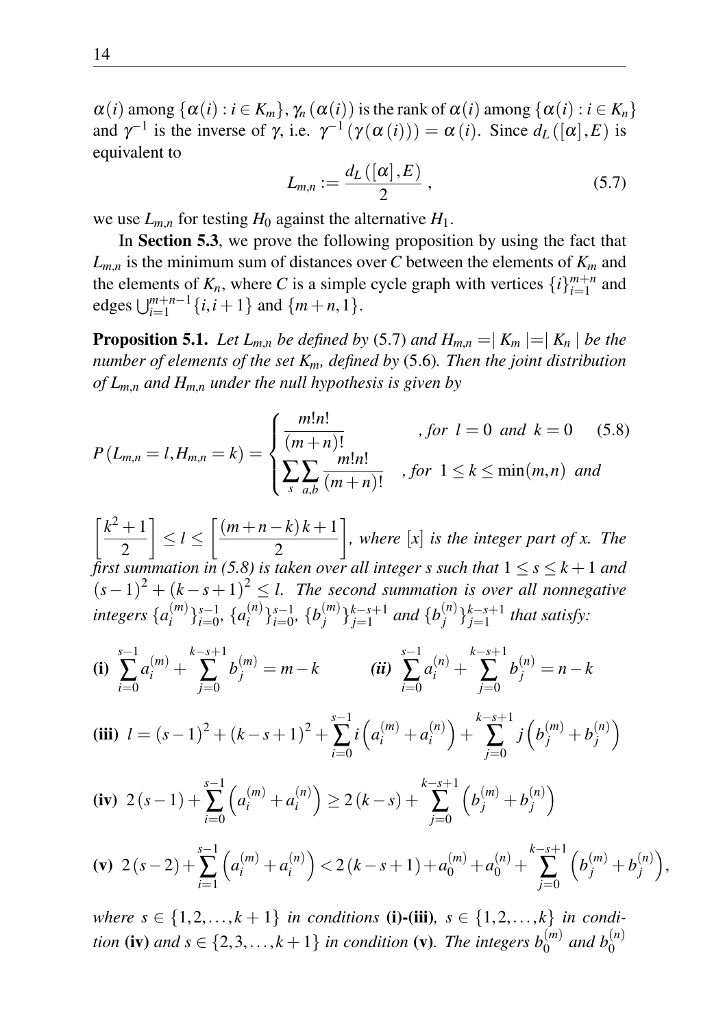$\alpha(i)$ among $\{\alpha(i) : i \in K_m\}$, $\gamma_n(\alpha(i))$ is the rank of $\alpha(i)$ among $\{\alpha(i) : i \in K_n\}$ and $\gamma^{-1}$ is the inverse of $\gamma$, i.e. $\gamma^{-1}(\gamma(\alpha(i))) = \alpha(i)$. Since $d_L([\alpha], E)$ is equivalent to

$$L_{m,n} := \frac{d_L([\alpha], E)}{2}, \tag{5.7}$$

we use $L_{m,n}$ for testing $H_0$ against the alternative $H_1$.

In **Section 5.3**, we prove the following proposition by using the fact that $L_{m,n}$ is the minimum sum of distances over $C$ between the elements of $K_m$ and the elements of $K_n$, where $C$ is a simple cycle graph with vertices $\{i\}_{i=1}^{m+n}$ and edges $\bigcup_{i=1}^{m+n-1}\{i, i+1\}$ and $\{m+n, 1\}$.

**Proposition 5.1.** *Let $L_{m,n}$ be defined by* (5.7) *and $H_{m,n} = | K_m | = | K_n |$ be the number of elements of the set $K_m$, defined by* (5.6)*. Then the joint distribution of $L_{m,n}$ and $H_{m,n}$ under the null hypothesis is given by*

$$P(L_{m,n} = l, H_{m,n} = k) = \begin{cases} \dfrac{m!n!}{(m+n)!} & \text{, for } l = 0 \text{ and } k = 0 \\ \displaystyle\sum_s \sum_{a,b} \frac{m!n!}{(m+n)!} & \text{, for } 1 \leq k \leq \min(m,n) \text{ and} \end{cases} \tag{5.8}$$

$\left[\dfrac{k^2+1}{2}\right] \leq l \leq \left[\dfrac{(m+n-k)k+1}{2}\right]$, *where $[x]$ is the integer part of $x$. The first summation in (5.8) is taken over all integer $s$ such that $1 \leq s \leq k+1$ and $(s-1)^2 + (k-s+1)^2 \leq l$. The second summation is over all nonnegative integers $\{a_i^{(m)}\}_{i=0}^{s-1}$, $\{a_i^{(n)}\}_{i=0}^{s-1}$, $\{b_j^{(m)}\}_{j=1}^{k-s+1}$ and $\{b_j^{(n)}\}_{j=1}^{k-s+1}$ that satisfy:*

**(i)** $\displaystyle\sum_{i=0}^{s-1} a_i^{(m)} + \sum_{j=0}^{k-s+1} b_j^{(m)} = m - k$ $\quad$ ***(ii)*** $\displaystyle\sum_{i=0}^{s-1} a_i^{(n)} + \sum_{j=0}^{k-s+1} b_j^{(n)} = n - k$

**(iii)** $\displaystyle l = (s-1)^2 + (k-s+1)^2 + \sum_{i=0}^{s-1} i\left(a_i^{(m)} + a_i^{(n)}\right) + \sum_{j=0}^{k-s+1} j\left(b_j^{(m)} + b_j^{(n)}\right)$

**(iv)** $\displaystyle 2(s-1) + \sum_{i=0}^{s-1}\left(a_i^{(m)} + a_i^{(n)}\right) \geq 2(k-s) + \sum_{j=0}^{k-s+1}\left(b_j^{(m)} + b_j^{(n)}\right)$

**(v)** $\displaystyle 2(s-2) + \sum_{i=1}^{s-1}\left(a_i^{(m)} + a_i^{(n)}\right) < 2(k-s+1) + a_0^{(m)} + a_0^{(n)} + \sum_{j=0}^{k-s+1}\left(b_j^{(m)} + b_j^{(n)}\right),$

*where $s \in \{1, 2, \ldots, k+1\}$ in conditions* **(i)-(iii)***, $s \in \{1, 2, \ldots, k\}$ in condition* **(iv)** *and $s \in \{2, 3, \ldots, k+1\}$ in condition* **(v)***. The integers $b_0^{(m)}$ and $b_0^{(n)}$*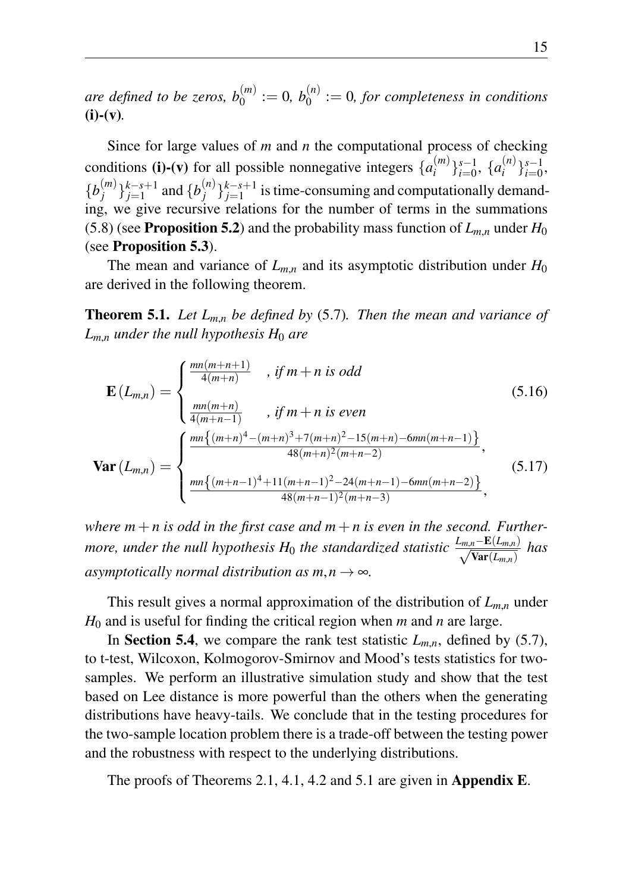*are defined to be zeros,* $b_0^{(m)} := 0$*,* $b_0^{(n)} := 0$*, for completeness in conditions* **(i)-(v)**.

Since for large values of $m$ and $n$ the computational process of checking conditions **(i)-(v)** for all possible nonnegative integers $\{a_i^{(m)}\}_{i=0}^{s-1}$, $\{a_i^{(n)}\}_{i=0}^{s-1}$, $\{b_j^{(m)}\}_{j=1}^{k-s+1}$ and $\{b_j^{(n)}\}_{j=1}^{k-s+1}$ is time-consuming and computationally demanding, we give recursive relations for the number of terms in the summations (5.8) (see **Proposition 5.2**) and the probability mass function of $L_{m,n}$ under $H_0$ (see **Proposition 5.3**).

The mean and variance of $L_{m,n}$ and its asymptotic distribution under $H_0$ are derived in the following theorem.

**Theorem 5.1.** *Let $L_{m,n}$ be defined by* (5.7)*. Then the mean and variance of $L_{m,n}$ under the null hypothesis $H_0$ are*

$$\mathbf{E}(L_{m,n}) = \begin{cases} \frac{mn(m+n+1)}{4(m+n)} & \text{, if } m+n \text{ is odd} \\ \frac{mn(m+n)}{4(m+n-1)} & \text{, if } m+n \text{ is even} \end{cases} \tag{5.16}$$

$$\mathbf{Var}(L_{m,n}) = \begin{cases} \frac{mn\left\{(m+n)^4-(m+n)^3+7(m+n)^2-15(m+n)-6mn(m+n-1)\right\}}{48(m+n)^2(m+n-2)}, \\ \frac{mn\left\{(m+n-1)^4+11(m+n-1)^2-24(m+n-1)-6mn(m+n-2)\right\}}{48(m+n-1)^2(m+n-3)}, \end{cases} \tag{5.17}$$

*where $m+n$ is odd in the first case and $m+n$ is even in the second. Furthermore, under the null hypothesis $H_0$ the standardized statistic $\frac{L_{m,n}-\mathbf{E}(L_{m,n})}{\sqrt{\mathbf{Var}(L_{m,n})}}$ has asymptotically normal distribution as $m,n \to \infty$.*

This result gives a normal approximation of the distribution of $L_{m,n}$ under $H_0$ and is useful for finding the critical region when $m$ and $n$ are large.

In **Section 5.4**, we compare the rank test statistic $L_{m,n}$, defined by (5.7), to t-test, Wilcoxon, Kolmogorov-Smirnov and Mood's tests statistics for two-samples. We perform an illustrative simulation study and show that the test based on Lee distance is more powerful than the others when the generating distributions have heavy-tails. We conclude that in the testing procedures for the two-sample location problem there is a trade-off between the testing power and the robustness with respect to the underlying distributions.

The proofs of Theorems 2.1, 4.1, 4.2 and 5.1 are given in **Appendix E**.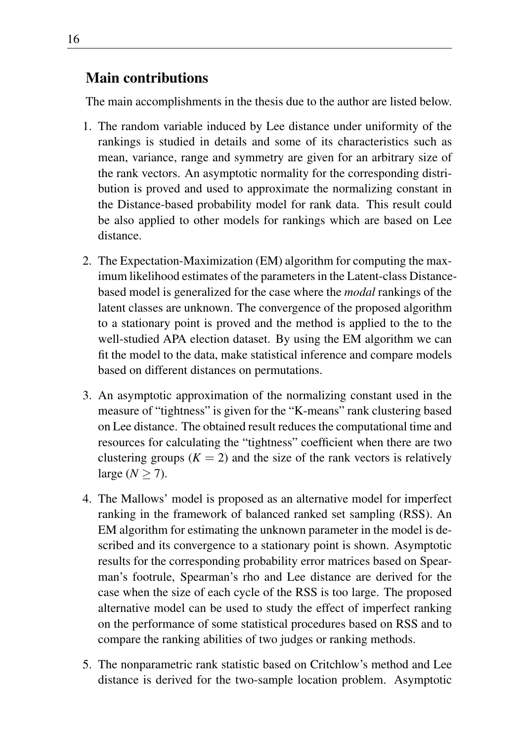## Main contributions

The main accomplishments in the thesis due to the author are listed below.

1. The random variable induced by Lee distance under uniformity of the rankings is studied in details and some of its characteristics such as mean, variance, range and symmetry are given for an arbitrary size of the rank vectors. An asymptotic normality for the corresponding distribution is proved and used to approximate the normalizing constant in the Distance-based probability model for rank data. This result could be also applied to other models for rankings which are based on Lee distance.

2. The Expectation-Maximization (EM) algorithm for computing the maximum likelihood estimates of the parameters in the Latent-class Distance-based model is generalized for the case where the *modal* rankings of the latent classes are unknown. The convergence of the proposed algorithm to a stationary point is proved and the method is applied to the to the well-studied APA election dataset. By using the EM algorithm we can fit the model to the data, make statistical inference and compare models based on different distances on permutations.

3. An asymptotic approximation of the normalizing constant used in the measure of "tightness" is given for the "K-means" rank clustering based on Lee distance. The obtained result reduces the computational time and resources for calculating the "tightness" coefficient when there are two clustering groups ($K = 2$) and the size of the rank vectors is relatively large ($N \geq 7$).

4. The Mallows' model is proposed as an alternative model for imperfect ranking in the framework of balanced ranked set sampling (RSS). An EM algorithm for estimating the unknown parameter in the model is described and its convergence to a stationary point is shown. Asymptotic results for the corresponding probability error matrices based on Spearman's footrule, Spearman's rho and Lee distance are derived for the case when the size of each cycle of the RSS is too large. The proposed alternative model can be used to study the effect of imperfect ranking on the performance of some statistical procedures based on RSS and to compare the ranking abilities of two judges or ranking methods.

5. The nonparametric rank statistic based on Critchlow's method and Lee distance is derived for the two-sample location problem. Asymptotic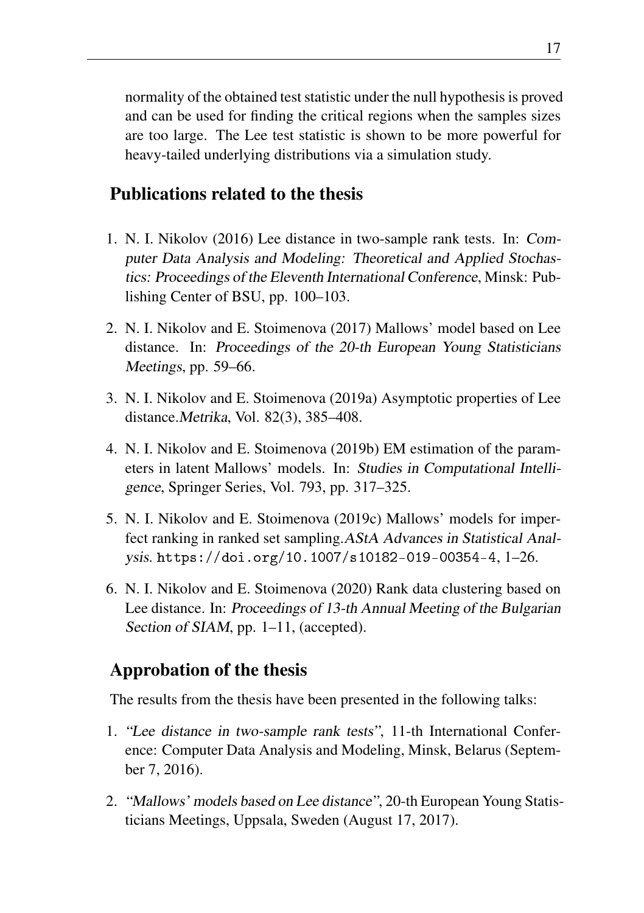normality of the obtained test statistic under the null hypothesis is proved and can be used for finding the critical regions when the samples sizes are too large. The Lee test statistic is shown to be more powerful for heavy-tailed underlying distributions via a simulation study.

## Publications related to the thesis

1. N. I. Nikolov (2016) Lee distance in two-sample rank tests. In: *Computer Data Analysis and Modeling: Theoretical and Applied Stochastics: Proceedings of the Eleventh International Conference*, Minsk: Publishing Center of BSU, pp. 100–103.

2. N. I. Nikolov and E. Stoimenova (2017) Mallows' model based on Lee distance. In: *Proceedings of the 20-th European Young Statisticians Meetings*, pp. 59–66.

3. N. I. Nikolov and E. Stoimenova (2019a) Asymptotic properties of Lee distance.*Metrika*, Vol. 82(3), 385–408.

4. N. I. Nikolov and E. Stoimenova (2019b) EM estimation of the parameters in latent Mallows' models. In: *Studies in Computational Intelligence*, Springer Series, Vol. 793, pp. 317–325.

5. N. I. Nikolov and E. Stoimenova (2019c) Mallows' models for imperfect ranking in ranked set sampling.*AStA Advances in Statistical Analysis*. `https://doi.org/10.1007/s10182-019-00354-4`, 1–26.

6. N. I. Nikolov and E. Stoimenova (2020) Rank data clustering based on Lee distance. In: *Proceedings of 13-th Annual Meeting of the Bulgarian Section of SIAM*, pp. 1–11, (accepted).

## Approbation of the thesis

The results from the thesis have been presented in the following talks:

1. *"Lee distance in two-sample rank tests"*, 11-th International Conference: Computer Data Analysis and Modeling, Minsk, Belarus (September 7, 2016).

2. *"Mallows' models based on Lee distance"*, 20-th European Young Statisticians Meetings, Uppsala, Sweden (August 17, 2017).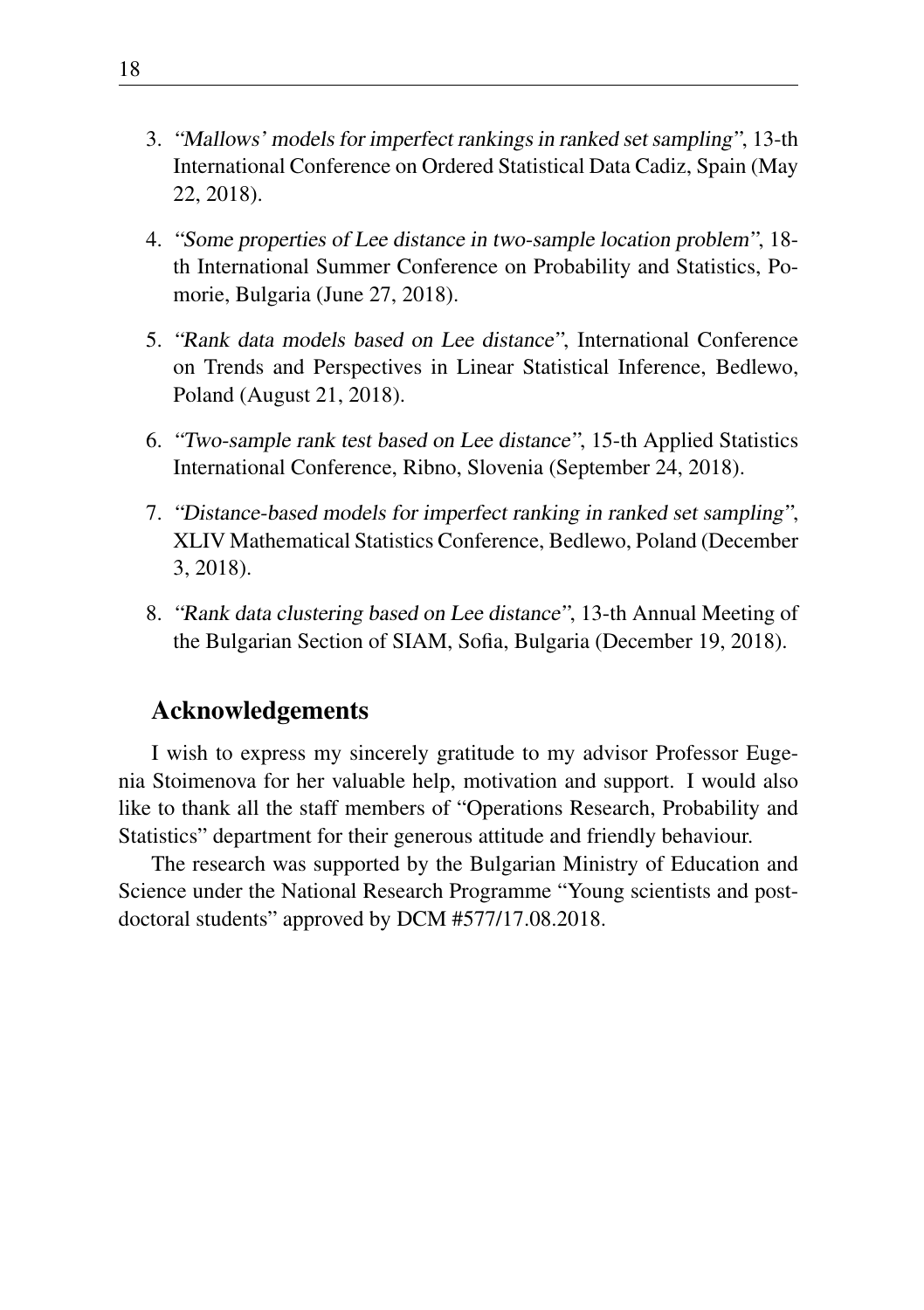3. *"Mallows' models for imperfect rankings in ranked set sampling"*, 13-th International Conference on Ordered Statistical Data Cadiz, Spain (May 22, 2018).

4. *"Some properties of Lee distance in two-sample location problem"*, 18-th International Summer Conference on Probability and Statistics, Pomorie, Bulgaria (June 27, 2018).

5. *"Rank data models based on Lee distance"*, International Conference on Trends and Perspectives in Linear Statistical Inference, Bedlewo, Poland (August 21, 2018).

6. *"Two-sample rank test based on Lee distance"*, 15-th Applied Statistics International Conference, Ribno, Slovenia (September 24, 2018).

7. *"Distance-based models for imperfect ranking in ranked set sampling"*, XLIV Mathematical Statistics Conference, Bedlewo, Poland (December 3, 2018).

8. *"Rank data clustering based on Lee distance"*, 13-th Annual Meeting of the Bulgarian Section of SIAM, Sofia, Bulgaria (December 19, 2018).

## Acknowledgements

I wish to express my sincerely gratitude to my advisor Professor Eugenia Stoimenova for her valuable help, motivation and support. I would also like to thank all the staff members of "Operations Research, Probability and Statistics" department for their generous attitude and friendly behaviour.

The research was supported by the Bulgarian Ministry of Education and Science under the National Research Programme "Young scientists and postdoctoral students" approved by DCM #577/17.08.2018.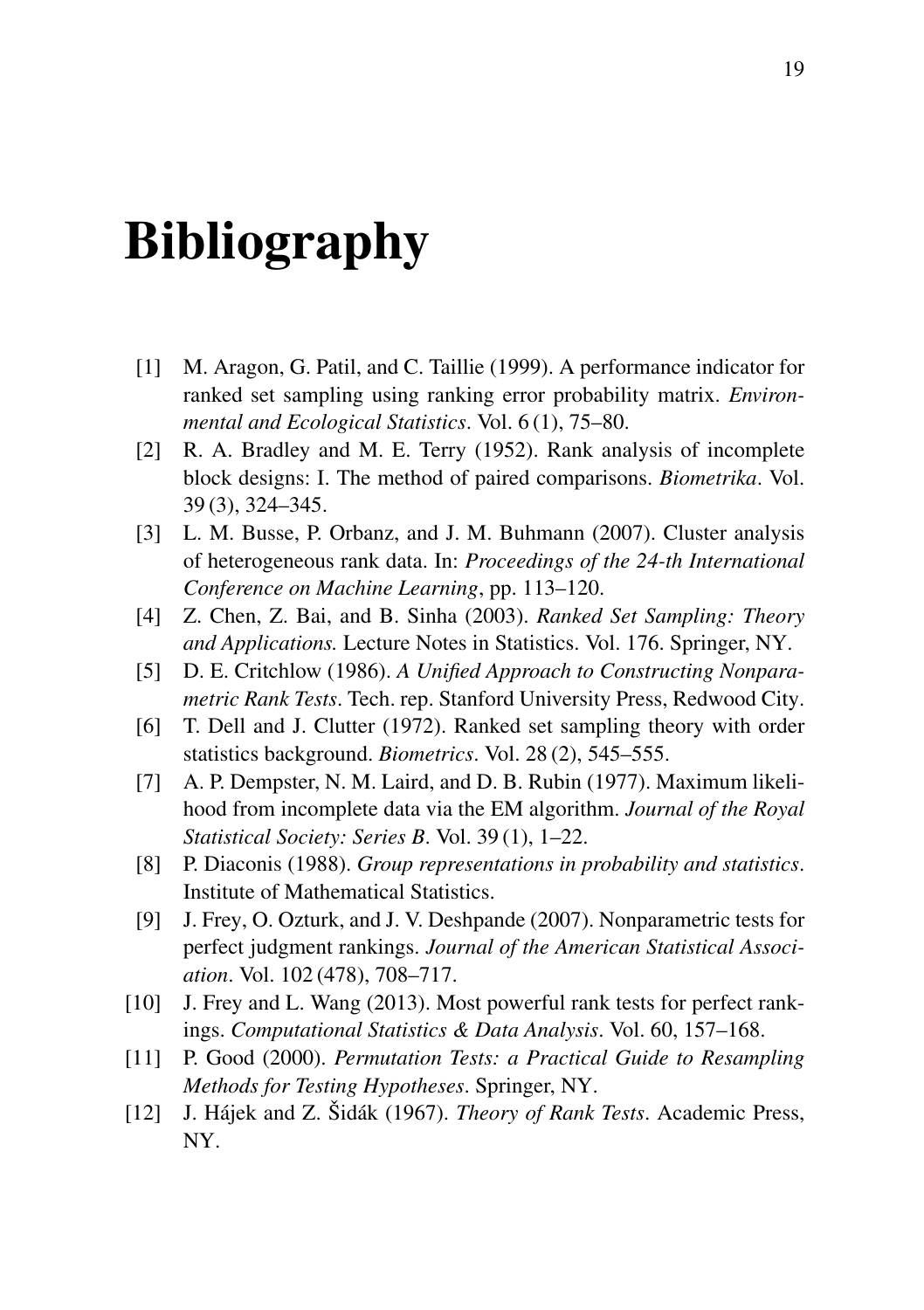# Bibliography

[1] M. Aragon, G. Patil, and C. Taillie (1999). A performance indicator for ranked set sampling using ranking error probability matrix. *Environmental and Ecological Statistics*. Vol. 6 (1), 75–80.

[2] R. A. Bradley and M. E. Terry (1952). Rank analysis of incomplete block designs: I. The method of paired comparisons. *Biometrika*. Vol. 39 (3), 324–345.

[3] L. M. Busse, P. Orbanz, and J. M. Buhmann (2007). Cluster analysis of heterogeneous rank data. In: *Proceedings of the 24-th International Conference on Machine Learning*, pp. 113–120.

[4] Z. Chen, Z. Bai, and B. Sinha (2003). *Ranked Set Sampling: Theory and Applications.* Lecture Notes in Statistics. Vol. 176. Springer, NY.

[5] D. E. Critchlow (1986). *A Unified Approach to Constructing Nonparametric Rank Tests*. Tech. rep. Stanford University Press, Redwood City.

[6] T. Dell and J. Clutter (1972). Ranked set sampling theory with order statistics background. *Biometrics*. Vol. 28 (2), 545–555.

[7] A. P. Dempster, N. M. Laird, and D. B. Rubin (1977). Maximum likelihood from incomplete data via the EM algorithm. *Journal of the Royal Statistical Society: Series B*. Vol. 39 (1), 1–22.

[8] P. Diaconis (1988). *Group representations in probability and statistics*. Institute of Mathematical Statistics.

[9] J. Frey, O. Ozturk, and J. V. Deshpande (2007). Nonparametric tests for perfect judgment rankings. *Journal of the American Statistical Association*. Vol. 102 (478), 708–717.

[10] J. Frey and L. Wang (2013). Most powerful rank tests for perfect rankings. *Computational Statistics & Data Analysis*. Vol. 60, 157–168.

[11] P. Good (2000). *Permutation Tests: a Practical Guide to Resampling Methods for Testing Hypotheses*. Springer, NY.

[12] J. Hájek and Z. Šidák (1967). *Theory of Rank Tests*. Academic Press, NY.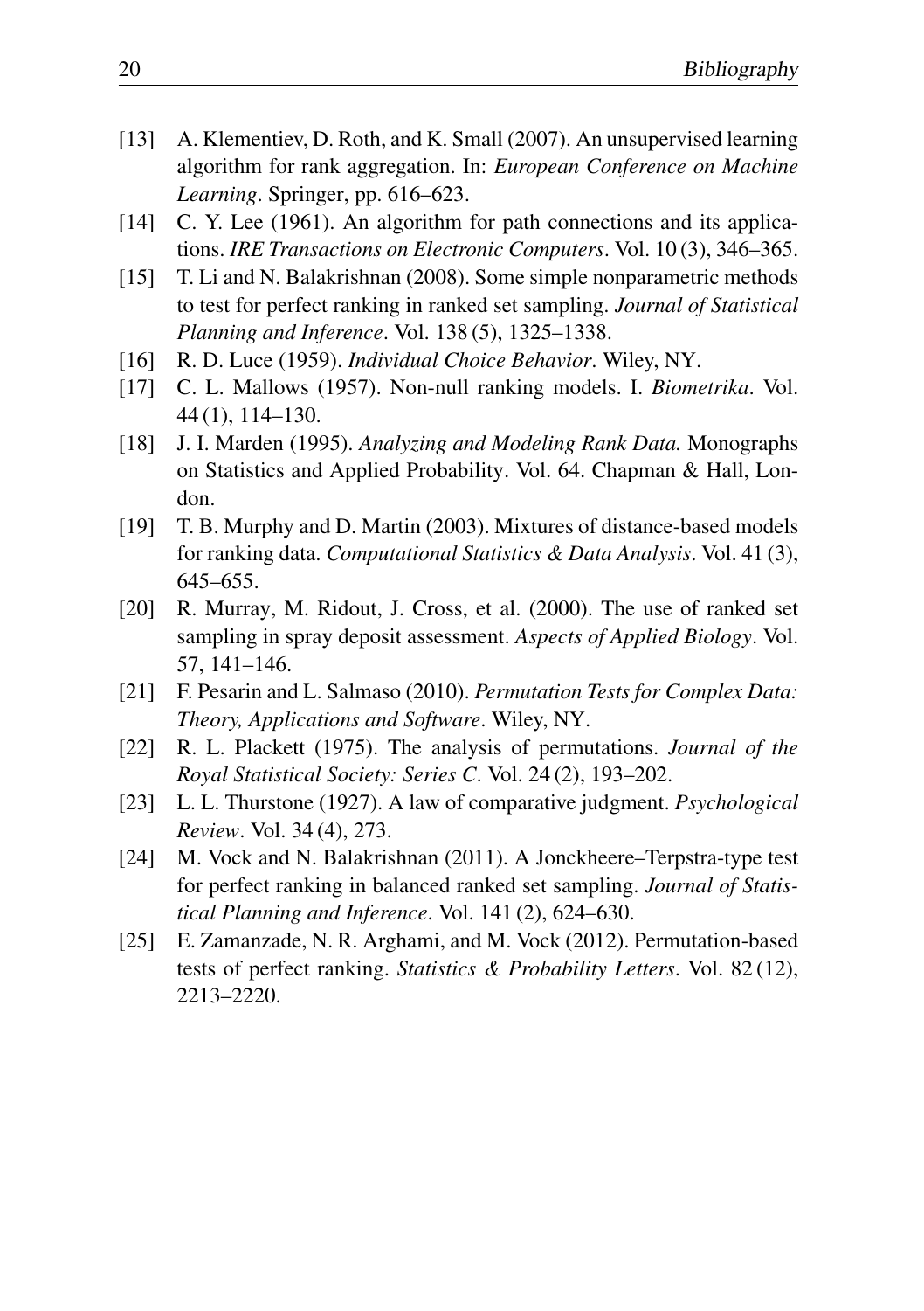[13] A. Klementiev, D. Roth, and K. Small (2007). An unsupervised learning algorithm for rank aggregation. In: *European Conference on Machine Learning*. Springer, pp. 616–623.

[14] C. Y. Lee (1961). An algorithm for path connections and its applications. *IRE Transactions on Electronic Computers*. Vol. 10 (3), 346–365.

[15] T. Li and N. Balakrishnan (2008). Some simple nonparametric methods to test for perfect ranking in ranked set sampling. *Journal of Statistical Planning and Inference*. Vol. 138 (5), 1325–1338.

[16] R. D. Luce (1959). *Individual Choice Behavior*. Wiley, NY.

[17] C. L. Mallows (1957). Non-null ranking models. I. *Biometrika*. Vol. 44 (1), 114–130.

[18] J. I. Marden (1995). *Analyzing and Modeling Rank Data.* Monographs on Statistics and Applied Probability. Vol. 64. Chapman & Hall, London.

[19] T. B. Murphy and D. Martin (2003). Mixtures of distance-based models for ranking data. *Computational Statistics & Data Analysis*. Vol. 41 (3), 645–655.

[20] R. Murray, M. Ridout, J. Cross, et al. (2000). The use of ranked set sampling in spray deposit assessment. *Aspects of Applied Biology*. Vol. 57, 141–146.

[21] F. Pesarin and L. Salmaso (2010). *Permutation Tests for Complex Data: Theory, Applications and Software*. Wiley, NY.

[22] R. L. Plackett (1975). The analysis of permutations. *Journal of the Royal Statistical Society: Series C*. Vol. 24 (2), 193–202.

[23] L. L. Thurstone (1927). A law of comparative judgment. *Psychological Review*. Vol. 34 (4), 273.

[24] M. Vock and N. Balakrishnan (2011). A Jonckheere–Terpstra-type test for perfect ranking in balanced ranked set sampling. *Journal of Statistical Planning and Inference*. Vol. 141 (2), 624–630.

[25] E. Zamanzade, N. R. Arghami, and M. Vock (2012). Permutation-based tests of perfect ranking. *Statistics & Probability Letters*. Vol. 82 (12), 2213–2220.